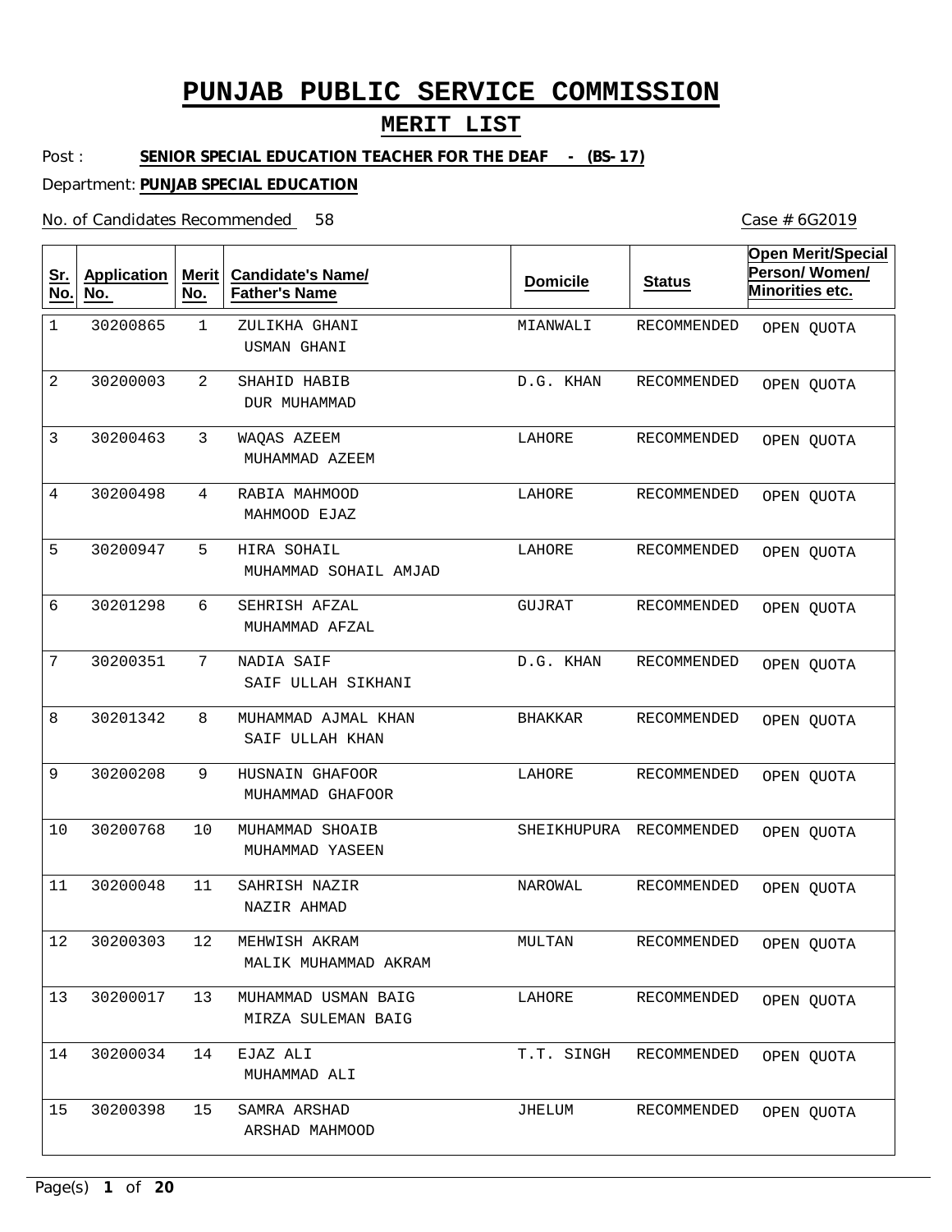# PUNJAB PUBLIC SERVICE COMMISSION

## MERIT LIST

Post : **SENIOR SPECIAL EDUCATION TEACHER FOR THE DEAF - (BS-17)**

Department: **PUNJAB SPECIAL EDUCATION**

No. of Candidates Recommended 58

Case # 6G2019

| Sr. No. | Application No. | Merit No. | Candidate's Name/ Father's Name | Domicile | Status | Open Merit/Special Person/ Women/ Minorities etc. |
|---|---|---|---|---|---|---|
| 1 | 30200865 | 1 | ZULIKHA GHANI<br>USMAN GHANI | MIANWALI | RECOMMENDED | OPEN QUOTA |
| 2 | 30200003 | 2 | SHAHID HABIB<br>DUR MUHAMMAD | D.G. KHAN | RECOMMENDED | OPEN QUOTA |
| 3 | 30200463 | 3 | WAQAS AZEEM<br>MUHAMMAD AZEEM | LAHORE | RECOMMENDED | OPEN QUOTA |
| 4 | 30200498 | 4 | RABIA MAHMOOD<br>MAHMOOD EJAZ | LAHORE | RECOMMENDED | OPEN QUOTA |
| 5 | 30200947 | 5 | HIRA SOHAIL<br>MUHAMMAD SOHAIL AMJAD | LAHORE | RECOMMENDED | OPEN QUOTA |
| 6 | 30201298 | 6 | SEHRISH AFZAL<br>MUHAMMAD AFZAL | GUJRAT | RECOMMENDED | OPEN QUOTA |
| 7 | 30200351 | 7 | NADIA SAIF<br>SAIF ULLAH SIKHANI | D.G. KHAN | RECOMMENDED | OPEN QUOTA |
| 8 | 30201342 | 8 | MUHAMMAD AJMAL KHAN<br>SAIF ULLAH KHAN | BHAKKAR | RECOMMENDED | OPEN QUOTA |
| 9 | 30200208 | 9 | HUSNAIN GHAFOOR<br>MUHAMMAD GHAFOOR | LAHORE | RECOMMENDED | OPEN QUOTA |
| 10 | 30200768 | 10 | MUHAMMAD SHOAIB<br>MUHAMMAD YASEEN | SHEIKHUPURA | RECOMMENDED | OPEN QUOTA |
| 11 | 30200048 | 11 | SAHRISH NAZIR<br>NAZIR AHMAD | NAROWAL | RECOMMENDED | OPEN QUOTA |
| 12 | 30200303 | 12 | MEHWISH AKRAM<br>MALIK MUHAMMAD AKRAM | MULTAN | RECOMMENDED | OPEN QUOTA |
| 13 | 30200017 | 13 | MUHAMMAD USMAN BAIG<br>MIRZA SULEMAN BAIG | LAHORE | RECOMMENDED | OPEN QUOTA |
| 14 | 30200034 | 14 | EJAZ ALI<br>MUHAMMAD ALI | T.T. SINGH | RECOMMENDED | OPEN QUOTA |
| 15 | 30200398 | 15 | SAMRA ARSHAD<br>ARSHAD MAHMOOD | JHELUM | RECOMMENDED | OPEN QUOTA |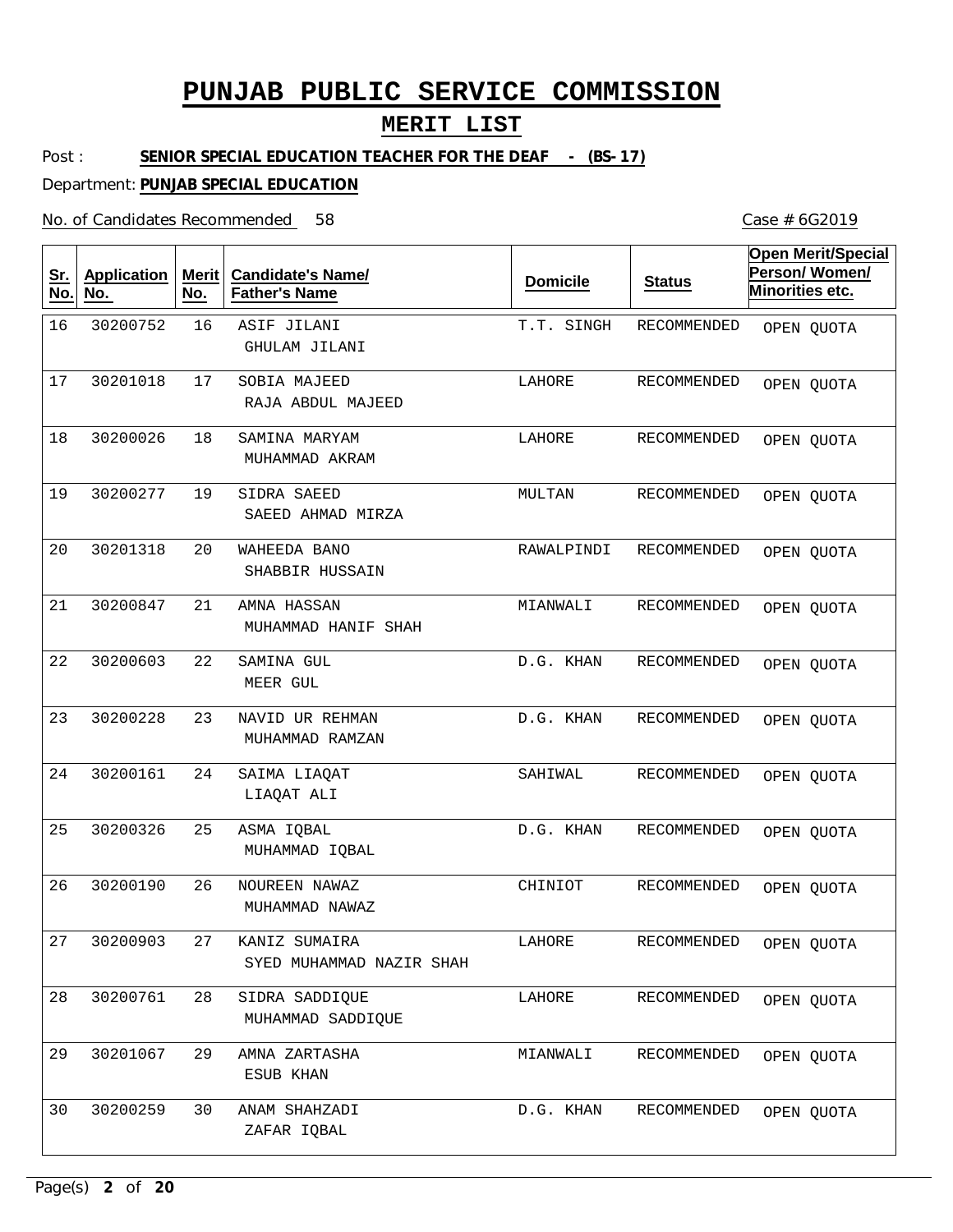# PUNJAB PUBLIC SERVICE COMMISSION

## MERIT LIST

Post : **SENIOR SPECIAL EDUCATION TEACHER FOR THE DEAF - (BS-17)**

Department: **PUNJAB SPECIAL EDUCATION**

No. of Candidates Recommended 58

Case # 6G2019

| Sr. No. | Application No. | Merit No. | Candidate's Name/ Father's Name | Domicile | Status | Open Merit/Special Person/ Women/ Minorities etc. |
|---|---|---|---|---|---|---|
| 16 | 30200752 | 16 | ASIF JILANI<br>GHULAM JILANI | T.T. SINGH | RECOMMENDED | OPEN QUOTA |
| 17 | 30201018 | 17 | SOBIA MAJEED<br>RAJA ABDUL MAJEED | LAHORE | RECOMMENDED | OPEN QUOTA |
| 18 | 30200026 | 18 | SAMINA MARYAM<br>MUHAMMAD AKRAM | LAHORE | RECOMMENDED | OPEN QUOTA |
| 19 | 30200277 | 19 | SIDRA SAEED<br>SAEED AHMAD MIRZA | MULTAN | RECOMMENDED | OPEN QUOTA |
| 20 | 30201318 | 20 | WAHEEDA BANO<br>SHABBIR HUSSAIN | RAWALPINDI | RECOMMENDED | OPEN QUOTA |
| 21 | 30200847 | 21 | AMNA HASSAN<br>MUHAMMAD HANIF SHAH | MIANWALI | RECOMMENDED | OPEN QUOTA |
| 22 | 30200603 | 22 | SAMINA GUL<br>MEER GUL | D.G. KHAN | RECOMMENDED | OPEN QUOTA |
| 23 | 30200228 | 23 | NAVID UR REHMAN<br>MUHAMMAD RAMZAN | D.G. KHAN | RECOMMENDED | OPEN QUOTA |
| 24 | 30200161 | 24 | SAIMA LIAQAT<br>LIAQAT ALI | SAHIWAL | RECOMMENDED | OPEN QUOTA |
| 25 | 30200326 | 25 | ASMA IQBAL<br>MUHAMMAD IQBAL | D.G. KHAN | RECOMMENDED | OPEN QUOTA |
| 26 | 30200190 | 26 | NOUREEN NAWAZ<br>MUHAMMAD NAWAZ | CHINIOT | RECOMMENDED | OPEN QUOTA |
| 27 | 30200903 | 27 | KANIZ SUMAIRA<br>SYED MUHAMMAD NAZIR SHAH | LAHORE | RECOMMENDED | OPEN QUOTA |
| 28 | 30200761 | 28 | SIDRA SADDIQUE<br>MUHAMMAD SADDIQUE | LAHORE | RECOMMENDED | OPEN QUOTA |
| 29 | 30201067 | 29 | AMNA ZARTASHA<br>ESUB KHAN | MIANWALI | RECOMMENDED | OPEN QUOTA |
| 30 | 30200259 | 30 | ANAM SHAHZADI<br>ZAFAR IQBAL | D.G. KHAN | RECOMMENDED | OPEN QUOTA |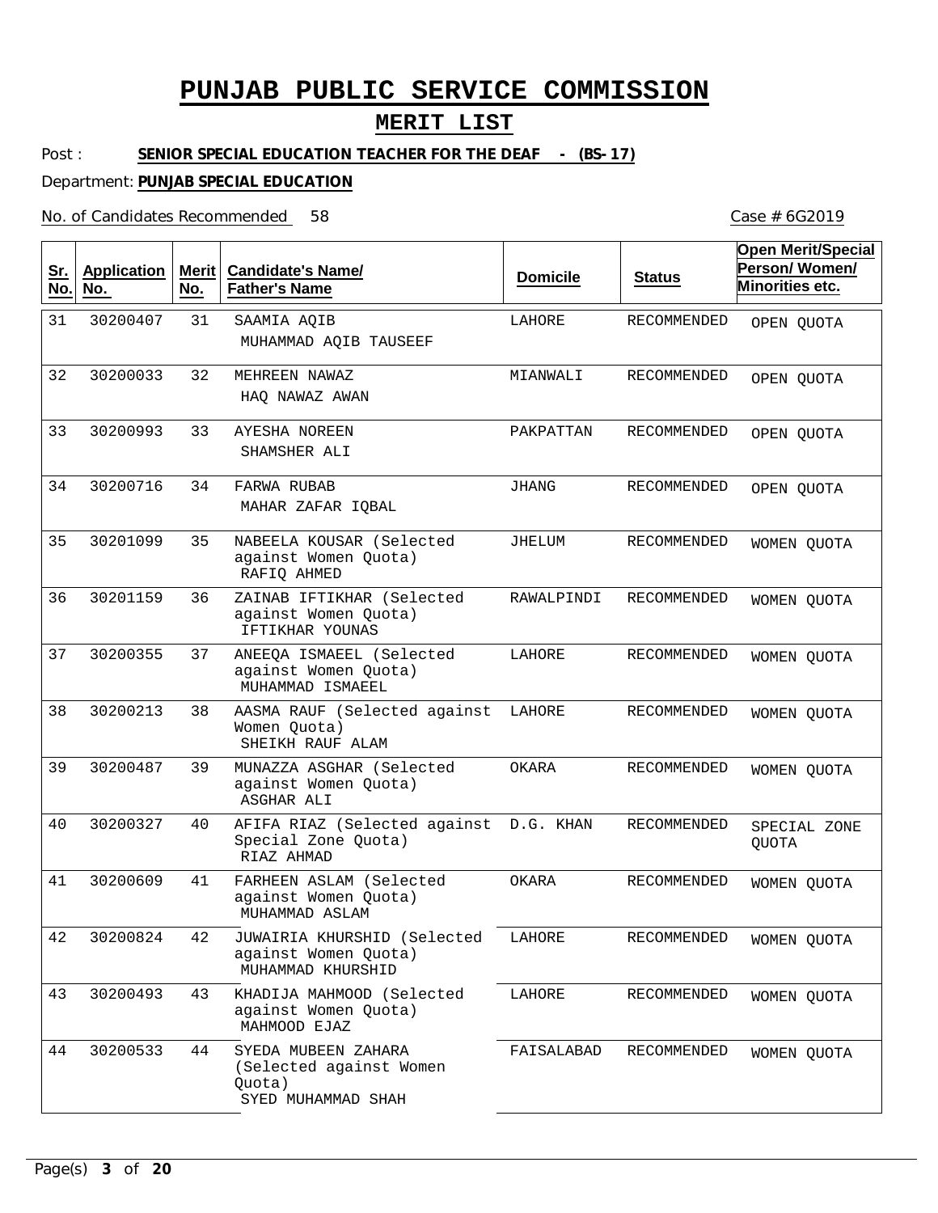# PUNJAB PUBLIC SERVICE COMMISSION

## MERIT LIST

Post : **SENIOR SPECIAL EDUCATION TEACHER FOR THE DEAF - (BS-17)**

Department: **PUNJAB SPECIAL EDUCATION**

No. of Candidates Recommended 58

Case # 6G2019

| Sr. No. | Application No. | Merit No. | Candidate's Name/ Father's Name | Domicile | Status | Open Merit/Special Person/ Women/ Minorities etc. |
|---|---|---|---|---|---|---|
| 31 | 30200407 | 31 | SAAMIA AQIB<br>MUHAMMAD AQIB TAUSEEF | LAHORE | RECOMMENDED | OPEN QUOTA |
| 32 | 30200033 | 32 | MEHREEN NAWAZ<br>HAQ NAWAZ AWAN | MIANWALI | RECOMMENDED | OPEN QUOTA |
| 33 | 30200993 | 33 | AYESHA NOREEN<br>SHAMSHER ALI | PAKPATTAN | RECOMMENDED | OPEN QUOTA |
| 34 | 30200716 | 34 | FARWA RUBAB<br>MAHAR ZAFAR IQBAL | JHANG | RECOMMENDED | OPEN QUOTA |
| 35 | 30201099 | 35 | NABEELA KOUSAR (Selected against Women Quota)<br>RAFIQ AHMED | JHELUM | RECOMMENDED | WOMEN QUOTA |
| 36 | 30201159 | 36 | ZAINAB IFTIKHAR (Selected against Women Quota)<br>IFTIKHAR YOUNAS | RAWALPINDI | RECOMMENDED | WOMEN QUOTA |
| 37 | 30200355 | 37 | ANEEQA ISMAEEL (Selected against Women Quota)<br>MUHAMMAD ISMAEEL | LAHORE | RECOMMENDED | WOMEN QUOTA |
| 38 | 30200213 | 38 | AASMA RAUF (Selected against Women Quota)<br>SHEIKH RAUF ALAM | LAHORE | RECOMMENDED | WOMEN QUOTA |
| 39 | 30200487 | 39 | MUNAZZA ASGHAR (Selected against Women Quota)<br>ASGHAR ALI | OKARA | RECOMMENDED | WOMEN QUOTA |
| 40 | 30200327 | 40 | AFIFA RIAZ (Selected against Special Zone Quota)<br>RIAZ AHMAD | D.G. KHAN | RECOMMENDED | SPECIAL ZONE QUOTA |
| 41 | 30200609 | 41 | FARHEEN ASLAM (Selected against Women Quota)<br>MUHAMMAD ASLAM | OKARA | RECOMMENDED | WOMEN QUOTA |
| 42 | 30200824 | 42 | JUWAIRIA KHURSHID (Selected against Women Quota)<br>MUHAMMAD KHURSHID | LAHORE | RECOMMENDED | WOMEN QUOTA |
| 43 | 30200493 | 43 | KHADIJA MAHMOOD (Selected against Women Quota)<br>MAHMOOD EJAZ | LAHORE | RECOMMENDED | WOMEN QUOTA |
| 44 | 30200533 | 44 | SYEDA MUBEEN ZAHARA (Selected against Women Quota)<br>SYED MUHAMMAD SHAH | FAISALABAD | RECOMMENDED | WOMEN QUOTA |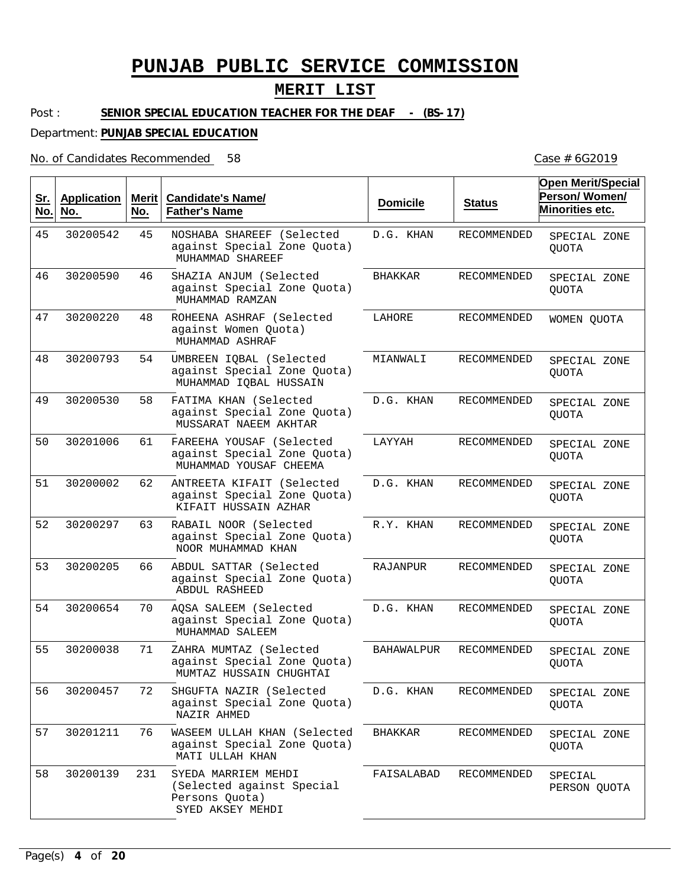# PUNJAB PUBLIC SERVICE COMMISSION

## MERIT LIST

Post : **SENIOR SPECIAL EDUCATION TEACHER FOR THE DEAF - (BS-17)**

Department: **PUNJAB SPECIAL EDUCATION**

No. of Candidates Recommended 58

Case # 6G2019

| Sr. No. | Application No. | Merit No. | Candidate's Name/ Father's Name | Domicile | Status | Open Merit/Special Person/ Women/ Minorities etc. |
|---|---|---|---|---|---|---|
| 45 | 30200542 | 45 | NOSHABA SHAREEF (Selected against Special Zone Quota) MUHAMMAD SHAREEF | D.G. KHAN | RECOMMENDED | SPECIAL ZONE QUOTA |
| 46 | 30200590 | 46 | SHAZIA ANJUM (Selected against Special Zone Quota) MUHAMMAD RAMZAN | BHAKKAR | RECOMMENDED | SPECIAL ZONE QUOTA |
| 47 | 30200220 | 48 | ROHEENA ASHRAF (Selected against Women Quota) MUHAMMAD ASHRAF | LAHORE | RECOMMENDED | WOMEN QUOTA |
| 48 | 30200793 | 54 | UMBREEN IQBAL (Selected against Special Zone Quota) MUHAMMAD IQBAL HUSSAIN | MIANWALI | RECOMMENDED | SPECIAL ZONE QUOTA |
| 49 | 30200530 | 58 | FATIMA KHAN (Selected against Special Zone Quota) MUSSARAT NAEEM AKHTAR | D.G. KHAN | RECOMMENDED | SPECIAL ZONE QUOTA |
| 50 | 30201006 | 61 | FAREEHA YOUSAF (Selected against Special Zone Quota) MUHAMMAD YOUSAF CHEEMA | LAYYAH | RECOMMENDED | SPECIAL ZONE QUOTA |
| 51 | 30200002 | 62 | ANTREETA KIFAIT (Selected against Special Zone Quota) KIFAIT HUSSAIN AZHAR | D.G. KHAN | RECOMMENDED | SPECIAL ZONE QUOTA |
| 52 | 30200297 | 63 | RABAIL NOOR (Selected against Special Zone Quota) NOOR MUHAMMAD KHAN | R.Y. KHAN | RECOMMENDED | SPECIAL ZONE QUOTA |
| 53 | 30200205 | 66 | ABDUL SATTAR (Selected against Special Zone Quota) ABDUL RASHEED | RAJANPUR | RECOMMENDED | SPECIAL ZONE QUOTA |
| 54 | 30200654 | 70 | AQSA SALEEM (Selected against Special Zone Quota) MUHAMMAD SALEEM | D.G. KHAN | RECOMMENDED | SPECIAL ZONE QUOTA |
| 55 | 30200038 | 71 | ZAHRA MUMTAZ (Selected against Special Zone Quota) MUMTAZ HUSSAIN CHUGHTAI | BAHAWALPUR | RECOMMENDED | SPECIAL ZONE QUOTA |
| 56 | 30200457 | 72 | SHGUFTA NAZIR (Selected against Special Zone Quota) NAZIR AHMED | D.G. KHAN | RECOMMENDED | SPECIAL ZONE QUOTA |
| 57 | 30201211 | 76 | WASEEM ULLAH KHAN (Selected against Special Zone Quota) MATI ULLAH KHAN | BHAKKAR | RECOMMENDED | SPECIAL ZONE QUOTA |
| 58 | 30200139 | 231 | SYEDA MARRIEM MEHDI (Selected against Special Persons Quota) SYED AKSEY MEHDI | FAISALABAD | RECOMMENDED | SPECIAL PERSON QUOTA |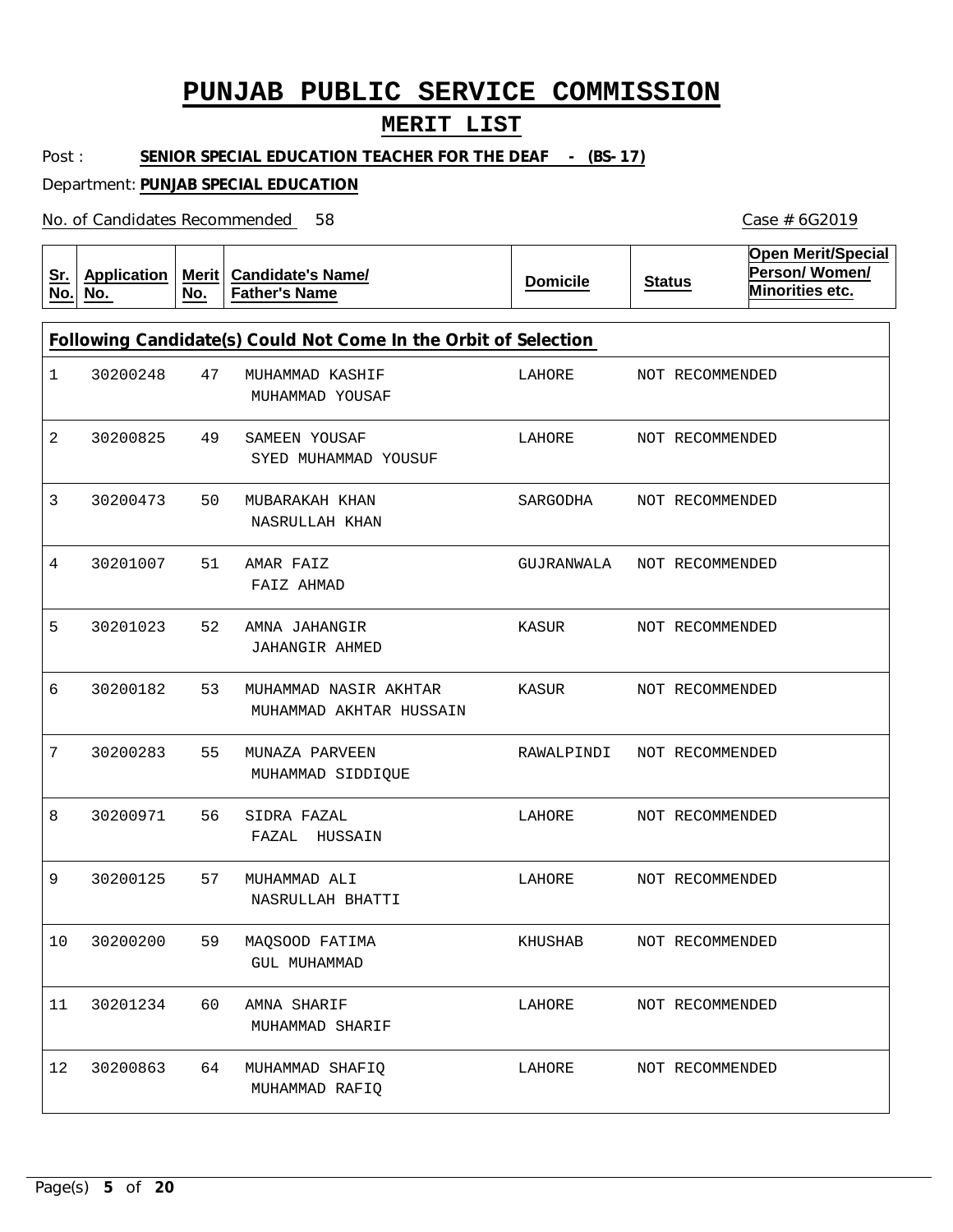# PUNJAB PUBLIC SERVICE COMMISSION

## MERIT LIST

Post : **SENIOR SPECIAL EDUCATION TEACHER FOR THE DEAF - (BS-17)**

Department: **PUNJAB SPECIAL EDUCATION**

No. of Candidates Recommended 58

Case # 6G2019

| Sr. No. | Application No. | Merit No. | Candidate's Name/ Father's Name | Domicile | Status | Open Merit/Special Person/ Women/ Minorities etc. |
|---|---|---|---|---|---|---|
| **Following Candidate(s) Could Not Come In the Orbit of Selection** | | | | | | |
| 1 | 30200248 | 47 | MUHAMMAD KASHIF<br>MUHAMMAD YOUSAF | LAHORE | NOT RECOMMENDED | |
| 2 | 30200825 | 49 | SAMEEN YOUSAF<br>SYED MUHAMMAD YOUSUF | LAHORE | NOT RECOMMENDED | |
| 3 | 30200473 | 50 | MUBARAKAH KHAN<br>NASRULLAH KHAN | SARGODHA | NOT RECOMMENDED | |
| 4 | 30201007 | 51 | AMAR FAIZ<br>FAIZ AHMAD | GUJRANWALA | NOT RECOMMENDED | |
| 5 | 30201023 | 52 | AMNA JAHANGIR<br>JAHANGIR AHMED | KASUR | NOT RECOMMENDED | |
| 6 | 30200182 | 53 | MUHAMMAD NASIR AKHTAR<br>MUHAMMAD AKHTAR HUSSAIN | KASUR | NOT RECOMMENDED | |
| 7 | 30200283 | 55 | MUNAZA PARVEEN<br>MUHAMMAD SIDDIQUE | RAWALPINDI | NOT RECOMMENDED | |
| 8 | 30200971 | 56 | SIDRA FAZAL<br>FAZAL HUSSAIN | LAHORE | NOT RECOMMENDED | |
| 9 | 30200125 | 57 | MUHAMMAD ALI<br>NASRULLAH BHATTI | LAHORE | NOT RECOMMENDED | |
| 10 | 30200200 | 59 | MAQSOOD FATIMA<br>GUL MUHAMMAD | KHUSHAB | NOT RECOMMENDED | |
| 11 | 30201234 | 60 | AMNA SHARIF<br>MUHAMMAD SHARIF | LAHORE | NOT RECOMMENDED | |
| 12 | 30200863 | 64 | MUHAMMAD SHAFIQ<br>MUHAMMAD RAFIQ | LAHORE | NOT RECOMMENDED | |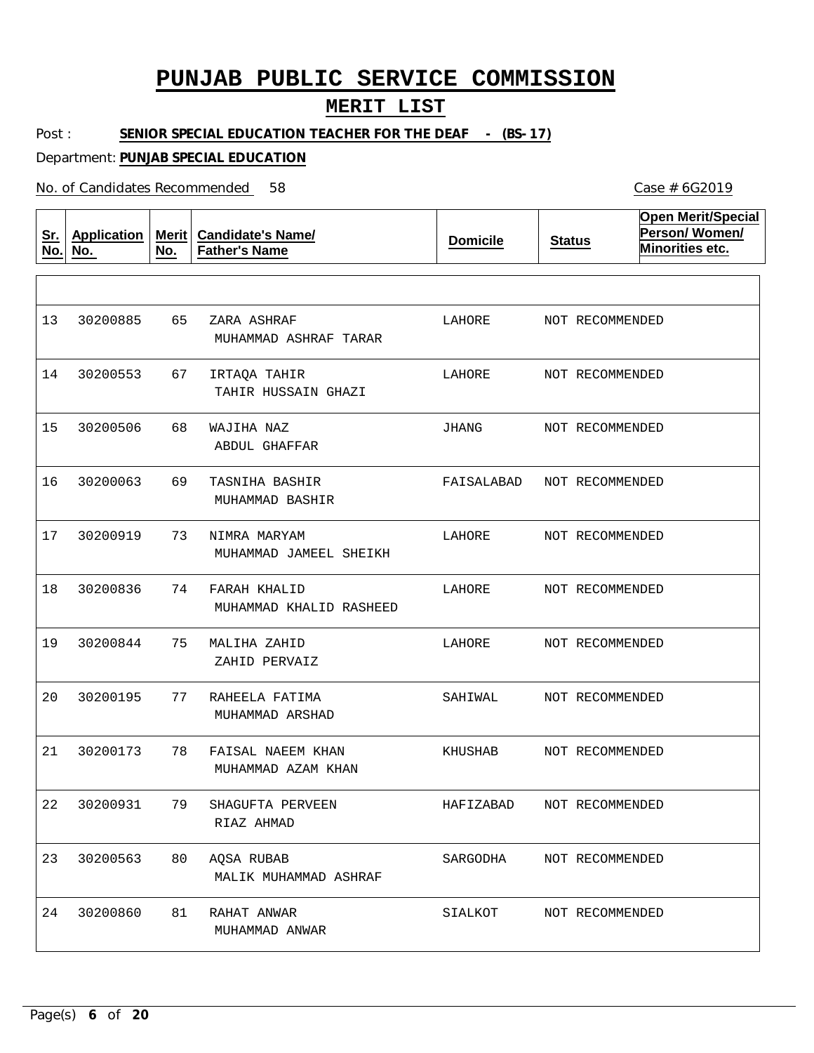# PUNJAB PUBLIC SERVICE COMMISSION

## MERIT LIST

Post : **SENIOR SPECIAL EDUCATION TEACHER FOR THE DEAF - (BS-17)**

Department: **PUNJAB SPECIAL EDUCATION**

No. of Candidates Recommended 58

Case # 6G2019

| Sr. No. | Application No. | Merit No. | Candidate's Name/ Father's Name | Domicile | Status | Open Merit/Special Person/ Women/ Minorities etc. |
|---|---|---|---|---|---|---|
| 13 | 30200885 | 65 | ZARA ASHRAF<br>MUHAMMAD ASHRAF TARAR | LAHORE | NOT RECOMMENDED | |
| 14 | 30200553 | 67 | IRTAQA TAHIR<br>TAHIR HUSSAIN GHAZI | LAHORE | NOT RECOMMENDED | |
| 15 | 30200506 | 68 | WAJIHA NAZ<br>ABDUL GHAFFAR | JHANG | NOT RECOMMENDED | |
| 16 | 30200063 | 69 | TASNIHA BASHIR<br>MUHAMMAD BASHIR | FAISALABAD | NOT RECOMMENDED | |
| 17 | 30200919 | 73 | NIMRA MARYAM<br>MUHAMMAD JAMEEL SHEIKH | LAHORE | NOT RECOMMENDED | |
| 18 | 30200836 | 74 | FARAH KHALID<br>MUHAMMAD KHALID RASHEED | LAHORE | NOT RECOMMENDED | |
| 19 | 30200844 | 75 | MALIHA ZAHID<br>ZAHID PERVAIZ | LAHORE | NOT RECOMMENDED | |
| 20 | 30200195 | 77 | RAHEELA FATIMA<br>MUHAMMAD ARSHAD | SAHIWAL | NOT RECOMMENDED | |
| 21 | 30200173 | 78 | FAISAL NAEEM KHAN<br>MUHAMMAD AZAM KHAN | KHUSHAB | NOT RECOMMENDED | |
| 22 | 30200931 | 79 | SHAGUFTA PERVEEN<br>RIAZ AHMAD | HAFIZABAD | NOT RECOMMENDED | |
| 23 | 30200563 | 80 | AQSA RUBAB<br>MALIK MUHAMMAD ASHRAF | SARGODHA | NOT RECOMMENDED | |
| 24 | 30200860 | 81 | RAHAT ANWAR<br>MUHAMMAD ANWAR | SIALKOT | NOT RECOMMENDED | |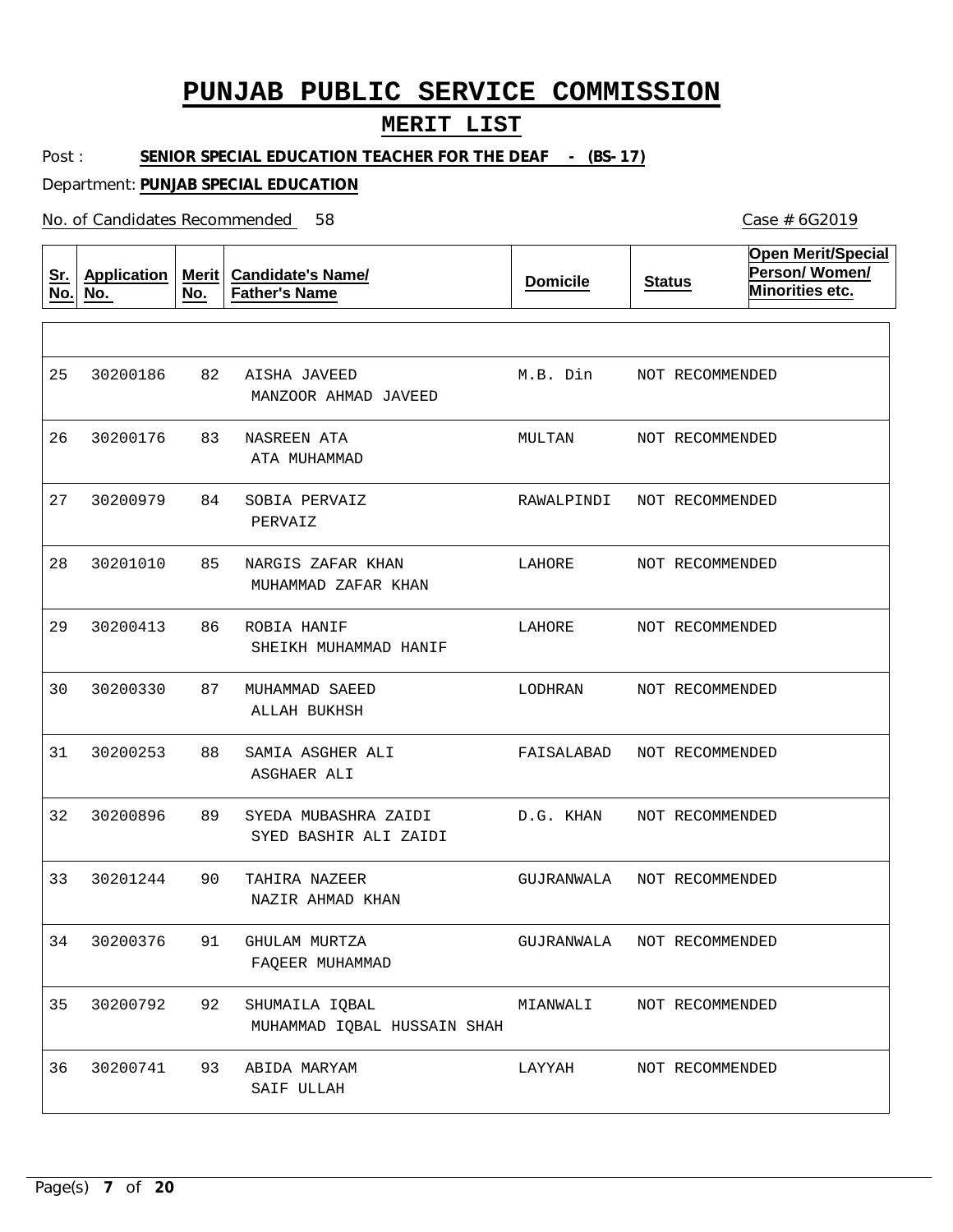# PUNJAB PUBLIC SERVICE COMMISSION

## MERIT LIST

Post : **SENIOR SPECIAL EDUCATION TEACHER FOR THE DEAF - (BS-17)**

Department: **PUNJAB SPECIAL EDUCATION**

No. of Candidates Recommended 58

Case # 6G2019

| Sr. No. | Application No. | Merit No. | Candidate's Name/ Father's Name | Domicile | Status | Open Merit/Special Person/ Women/ Minorities etc. |
|---|---|---|---|---|---|---|
| 25 | 30200186 | 82 | AISHA JAVEED<br>MANZOOR AHMAD JAVEED | M.B. Din | NOT RECOMMENDED | |
| 26 | 30200176 | 83 | NASREEN ATA<br>ATA MUHAMMAD | MULTAN | NOT RECOMMENDED | |
| 27 | 30200979 | 84 | SOBIA PERVAIZ<br>PERVAIZ | RAWALPINDI | NOT RECOMMENDED | |
| 28 | 30201010 | 85 | NARGIS ZAFAR KHAN<br>MUHAMMAD ZAFAR KHAN | LAHORE | NOT RECOMMENDED | |
| 29 | 30200413 | 86 | ROBIA HANIF<br>SHEIKH MUHAMMAD HANIF | LAHORE | NOT RECOMMENDED | |
| 30 | 30200330 | 87 | MUHAMMAD SAEED<br>ALLAH BUKHSH | LODHRAN | NOT RECOMMENDED | |
| 31 | 30200253 | 88 | SAMIA ASGHER ALI<br>ASGHAER ALI | FAISALABAD | NOT RECOMMENDED | |
| 32 | 30200896 | 89 | SYEDA MUBASHRA ZAIDI<br>SYED BASHIR ALI ZAIDI | D.G. KHAN | NOT RECOMMENDED | |
| 33 | 30201244 | 90 | TAHIRA NAZEER<br>NAZIR AHMAD KHAN | GUJRANWALA | NOT RECOMMENDED | |
| 34 | 30200376 | 91 | GHULAM MURTZA<br>FAQEER MUHAMMAD | GUJRANWALA | NOT RECOMMENDED | |
| 35 | 30200792 | 92 | SHUMAILA IQBAL<br>MUHAMMAD IQBAL HUSSAIN SHAH | MIANWALI | NOT RECOMMENDED | |
| 36 | 30200741 | 93 | ABIDA MARYAM<br>SAIF ULLAH | LAYYAH | NOT RECOMMENDED | |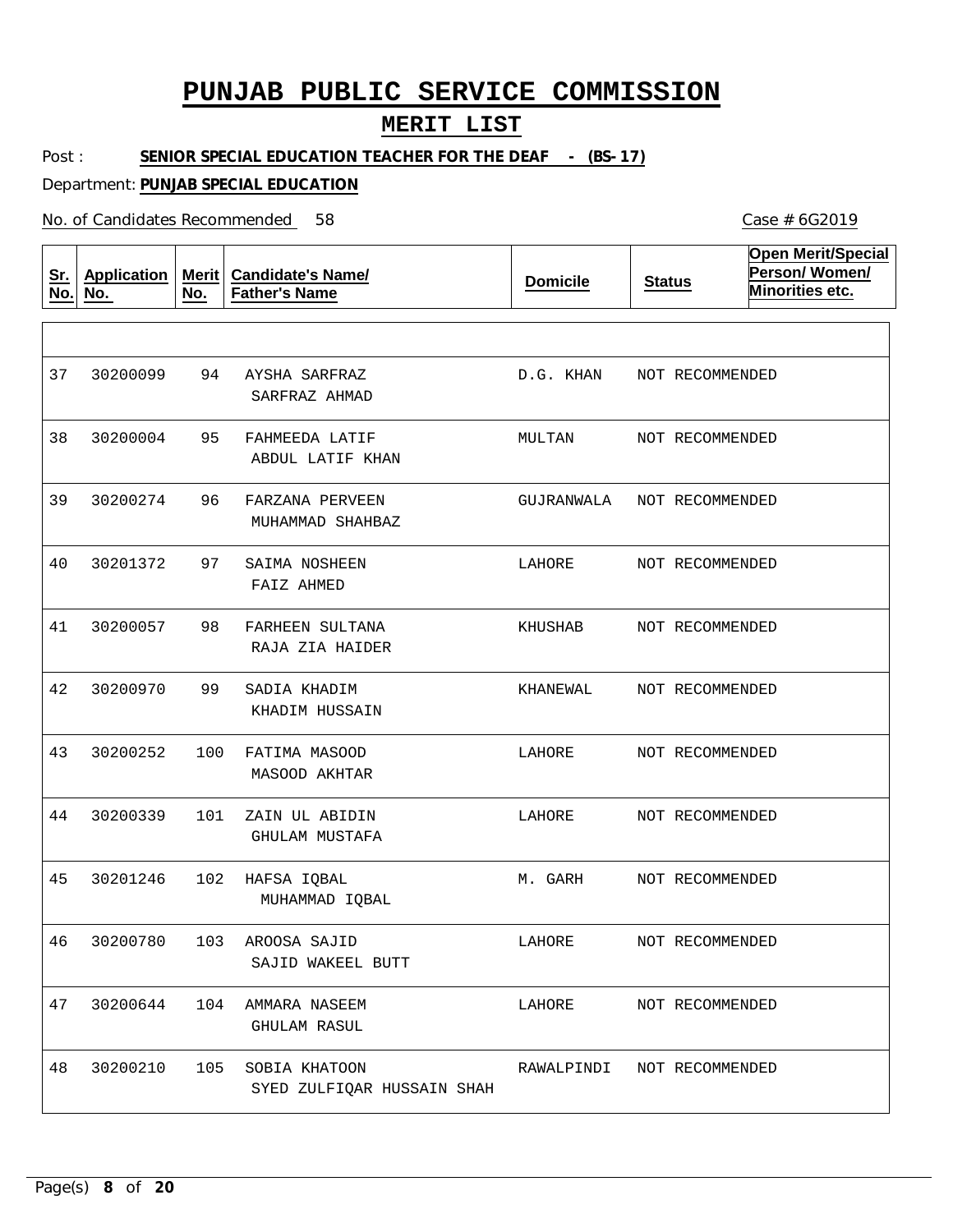# PUNJAB PUBLIC SERVICE COMMISSION

## MERIT LIST

Post : **SENIOR SPECIAL EDUCATION TEACHER FOR THE DEAF - (BS-17)**

Department: **PUNJAB SPECIAL EDUCATION**

No. of Candidates Recommended 58

Case # 6G2019

| Sr. No. | Application No. | Merit No. | Candidate's Name/ Father's Name | Domicile | Status | Open Merit/Special Person/ Women/ Minorities etc. |
|---|---|---|---|---|---|---|
| 37 | 30200099 | 94 | AYSHA SARFRAZ<br>SARFRAZ AHMAD | D.G. KHAN | NOT RECOMMENDED | |
| 38 | 30200004 | 95 | FAHMEEDA LATIF<br>ABDUL LATIF KHAN | MULTAN | NOT RECOMMENDED | |
| 39 | 30200274 | 96 | FARZANA PERVEEN<br>MUHAMMAD SHAHBAZ | GUJRANWALA | NOT RECOMMENDED | |
| 40 | 30201372 | 97 | SAIMA NOSHEEN<br>FAIZ AHMED | LAHORE | NOT RECOMMENDED | |
| 41 | 30200057 | 98 | FARHEEN SULTANA<br>RAJA ZIA HAIDER | KHUSHAB | NOT RECOMMENDED | |
| 42 | 30200970 | 99 | SADIA KHADIM<br>KHADIM HUSSAIN | KHANEWAL | NOT RECOMMENDED | |
| 43 | 30200252 | 100 | FATIMA MASOOD<br>MASOOD AKHTAR | LAHORE | NOT RECOMMENDED | |
| 44 | 30200339 | 101 | ZAIN UL ABIDIN<br>GHULAM MUSTAFA | LAHORE | NOT RECOMMENDED | |
| 45 | 30201246 | 102 | HAFSA IQBAL<br>MUHAMMAD IQBAL | M. GARH | NOT RECOMMENDED | |
| 46 | 30200780 | 103 | AROOSA SAJID<br>SAJID WAKEEL BUTT | LAHORE | NOT RECOMMENDED | |
| 47 | 30200644 | 104 | AMMARA NASEEM<br>GHULAM RASUL | LAHORE | NOT RECOMMENDED | |
| 48 | 30200210 | 105 | SOBIA KHATOON<br>SYED ZULFIQAR HUSSAIN SHAH | RAWALPINDI | NOT RECOMMENDED | |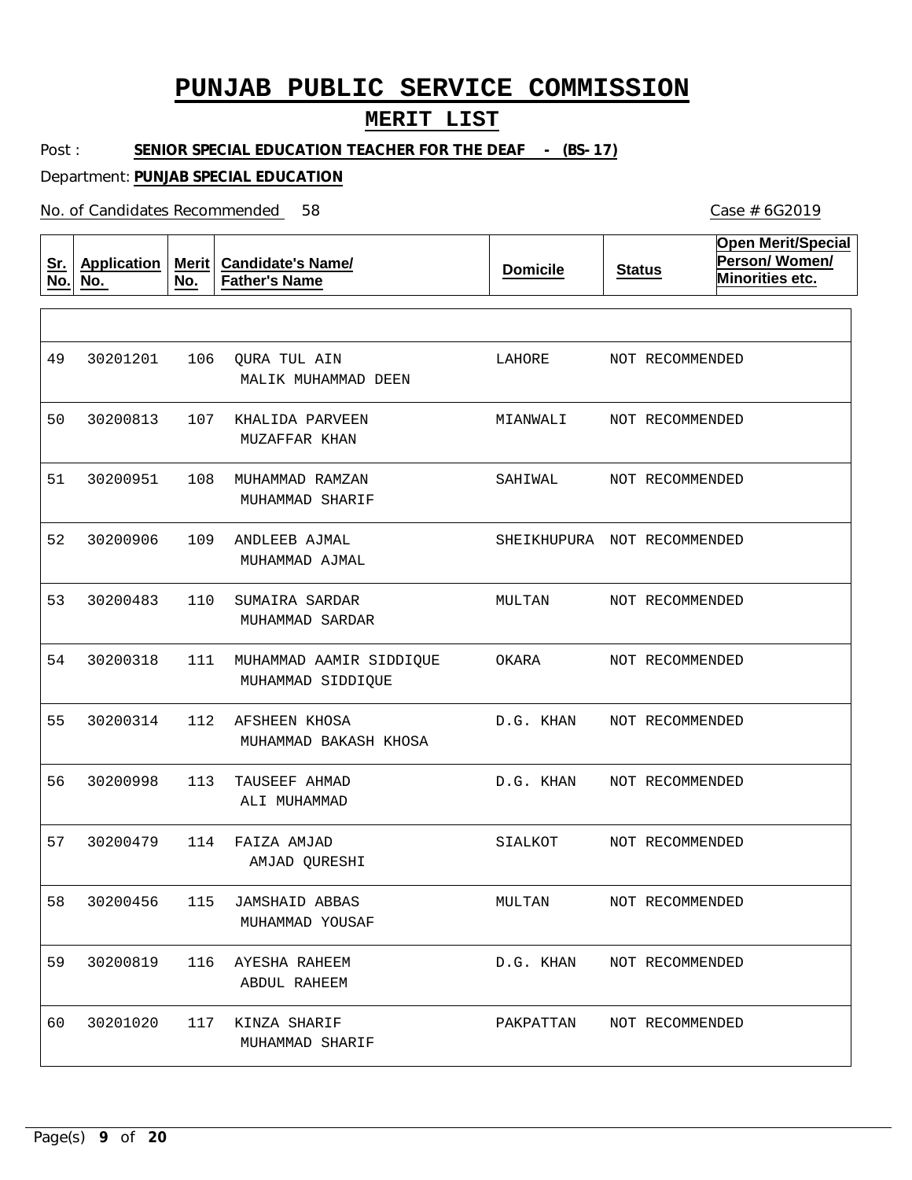# PUNJAB PUBLIC SERVICE COMMISSION

## MERIT LIST

Post : **SENIOR SPECIAL EDUCATION TEACHER FOR THE DEAF - (BS-17)**

Department: **PUNJAB SPECIAL EDUCATION**

No. of Candidates Recommended 58

Case # 6G2019

| Sr. No. | Application No. | Merit No. | Candidate's Name/ Father's Name | Domicile | Status | Open Merit/Special Person/ Women/ Minorities etc. |
|---|---|---|---|---|---|---|
| 49 | 30201201 | 106 | QURA TUL AIN<br>MALIK MUHAMMAD DEEN | LAHORE | NOT RECOMMENDED | |
| 50 | 30200813 | 107 | KHALIDA PARVEEN<br>MUZAFFAR KHAN | MIANWALI | NOT RECOMMENDED | |
| 51 | 30200951 | 108 | MUHAMMAD RAMZAN<br>MUHAMMAD SHARIF | SAHIWAL | NOT RECOMMENDED | |
| 52 | 30200906 | 109 | ANDLEEB AJMAL<br>MUHAMMAD AJMAL | SHEIKHUPURA | NOT RECOMMENDED | |
| 53 | 30200483 | 110 | SUMAIRA SARDAR<br>MUHAMMAD SARDAR | MULTAN | NOT RECOMMENDED | |
| 54 | 30200318 | 111 | MUHAMMAD AAMIR SIDDIQUE<br>MUHAMMAD SIDDIQUE | OKARA | NOT RECOMMENDED | |
| 55 | 30200314 | 112 | AFSHEEN KHOSA<br>MUHAMMAD BAKASH KHOSA | D.G. KHAN | NOT RECOMMENDED | |
| 56 | 30200998 | 113 | TAUSEEF AHMAD<br>ALI MUHAMMAD | D.G. KHAN | NOT RECOMMENDED | |
| 57 | 30200479 | 114 | FAIZA AMJAD<br>AMJAD QURESHI | SIALKOT | NOT RECOMMENDED | |
| 58 | 30200456 | 115 | JAMSHAID ABBAS<br>MUHAMMAD YOUSAF | MULTAN | NOT RECOMMENDED | |
| 59 | 30200819 | 116 | AYESHA RAHEEM<br>ABDUL RAHEEM | D.G. KHAN | NOT RECOMMENDED | |
| 60 | 30201020 | 117 | KINZA SHARIF<br>MUHAMMAD SHARIF | PAKPATTAN | NOT RECOMMENDED | |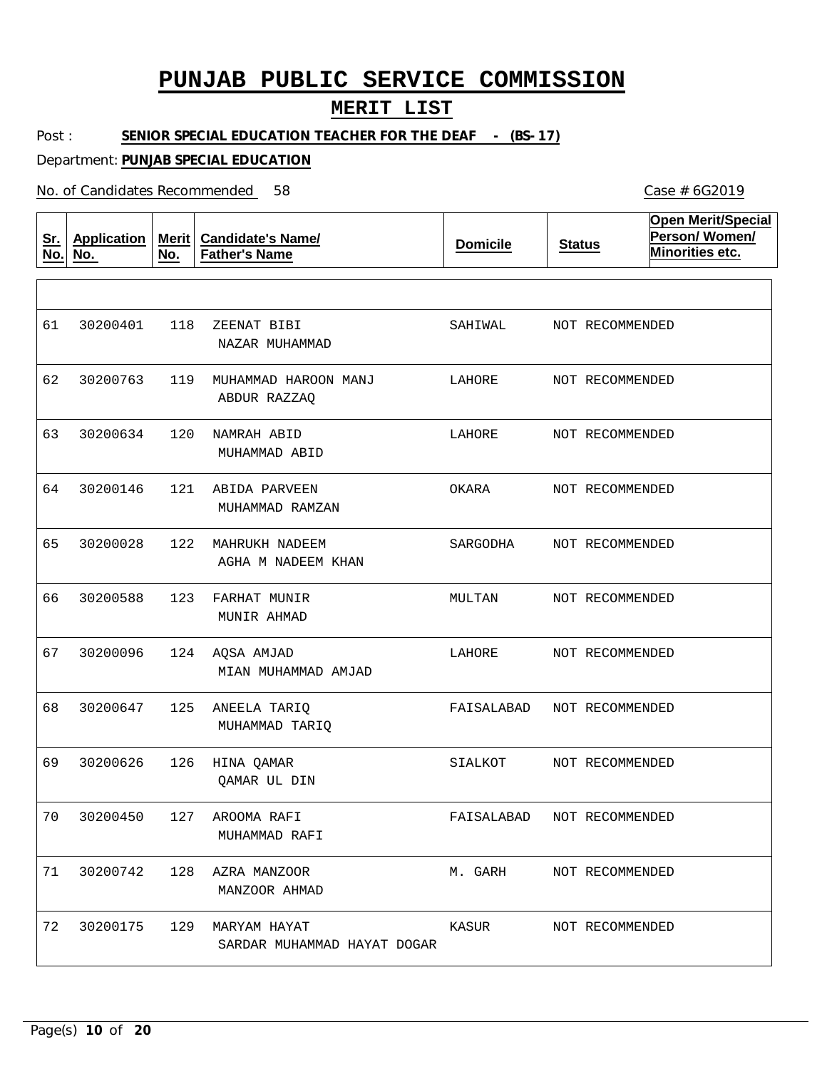# PUNJAB PUBLIC SERVICE COMMISSION

## MERIT LIST

Post : **SENIOR SPECIAL EDUCATION TEACHER FOR THE DEAF - (BS-17)**

Department: **PUNJAB SPECIAL EDUCATION**

No. of Candidates Recommended 58

Case # 6G2019

| Sr. No. | Application No. | Merit No. | Candidate's Name/ Father's Name | Domicile | Status | Open Merit/Special Person/ Women/ Minorities etc. |
|---|---|---|---|---|---|---|
| 61 | 30200401 | 118 | ZEENAT BIBI<br>NAZAR MUHAMMAD | SAHIWAL | NOT RECOMMENDED | |
| 62 | 30200763 | 119 | MUHAMMAD HAROON MANJ<br>ABDUR RAZZAQ | LAHORE | NOT RECOMMENDED | |
| 63 | 30200634 | 120 | NAMRAH ABID<br>MUHAMMAD ABID | LAHORE | NOT RECOMMENDED | |
| 64 | 30200146 | 121 | ABIDA PARVEEN<br>MUHAMMAD RAMZAN | OKARA | NOT RECOMMENDED | |
| 65 | 30200028 | 122 | MAHRUKH NADEEM<br>AGHA M NADEEM KHAN | SARGODHA | NOT RECOMMENDED | |
| 66 | 30200588 | 123 | FARHAT MUNIR<br>MUNIR AHMAD | MULTAN | NOT RECOMMENDED | |
| 67 | 30200096 | 124 | AQSA AMJAD<br>MIAN MUHAMMAD AMJAD | LAHORE | NOT RECOMMENDED | |
| 68 | 30200647 | 125 | ANEELA TARIQ<br>MUHAMMAD TARIQ | FAISALABAD | NOT RECOMMENDED | |
| 69 | 30200626 | 126 | HINA QAMAR<br>QAMAR UL DIN | SIALKOT | NOT RECOMMENDED | |
| 70 | 30200450 | 127 | AROOMA RAFI<br>MUHAMMAD RAFI | FAISALABAD | NOT RECOMMENDED | |
| 71 | 30200742 | 128 | AZRA MANZOOR<br>MANZOOR AHMAD | M. GARH | NOT RECOMMENDED | |
| 72 | 30200175 | 129 | MARYAM HAYAT<br>SARDAR MUHAMMAD HAYAT DOGAR | KASUR | NOT RECOMMENDED | |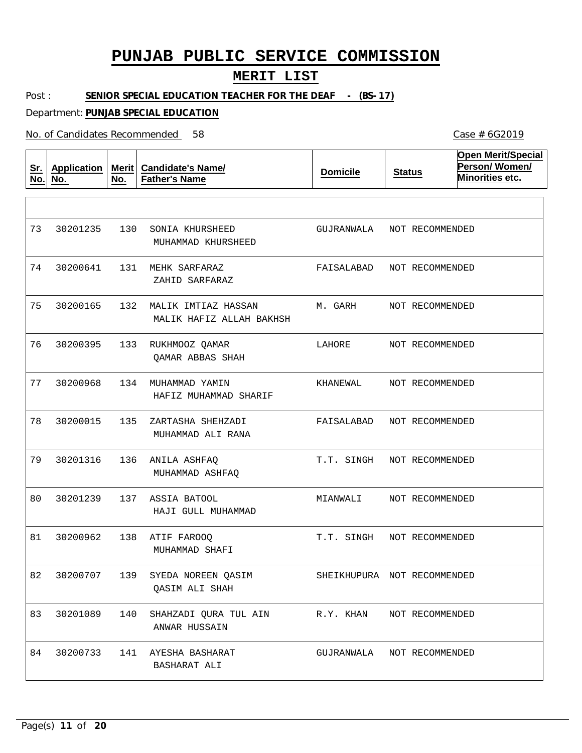# PUNJAB PUBLIC SERVICE COMMISSION

## MERIT LIST

Post : **SENIOR SPECIAL EDUCATION TEACHER FOR THE DEAF - (BS-17)**

Department: **PUNJAB SPECIAL EDUCATION**

No. of Candidates Recommended 58

Case # 6G2019

| Sr. No. | Application No. | Merit No. | Candidate's Name/ Father's Name | Domicile | Status | Open Merit/Special Person/ Women/ Minorities etc. |
|---|---|---|---|---|---|---|
| 73 | 30201235 | 130 | SONIA KHURSHEED<br>MUHAMMAD KHURSHEED | GUJRANWALA | NOT RECOMMENDED | |
| 74 | 30200641 | 131 | MEHK SARFARAZ<br>ZAHID SARFARAZ | FAISALABAD | NOT RECOMMENDED | |
| 75 | 30200165 | 132 | MALIK IMTIAZ HASSAN<br>MALIK HAFIZ ALLAH BAKHSH | M. GARH | NOT RECOMMENDED | |
| 76 | 30200395 | 133 | RUKHMOOZ QAMAR<br>QAMAR ABBAS SHAH | LAHORE | NOT RECOMMENDED | |
| 77 | 30200968 | 134 | MUHAMMAD YAMIN<br>HAFIZ MUHAMMAD SHARIF | KHANEWAL | NOT RECOMMENDED | |
| 78 | 30200015 | 135 | ZARTASHA SHEHZADI<br>MUHAMMAD ALI RANA | FAISALABAD | NOT RECOMMENDED | |
| 79 | 30201316 | 136 | ANILA ASHFAQ<br>MUHAMMAD ASHFAQ | T.T. SINGH | NOT RECOMMENDED | |
| 80 | 30201239 | 137 | ASSIA BATOOL<br>HAJI GULL MUHAMMAD | MIANWALI | NOT RECOMMENDED | |
| 81 | 30200962 | 138 | ATIF FAROOQ<br>MUHAMMAD SHAFI | T.T. SINGH | NOT RECOMMENDED | |
| 82 | 30200707 | 139 | SYEDA NOREEN QASIM<br>QASIM ALI SHAH | SHEIKHUPURA | NOT RECOMMENDED | |
| 83 | 30201089 | 140 | SHAHZADI QURA TUL AIN<br>ANWAR HUSSAIN | R.Y. KHAN | NOT RECOMMENDED | |
| 84 | 30200733 | 141 | AYESHA BASHARAT<br>BASHARAT ALI | GUJRANWALA | NOT RECOMMENDED | |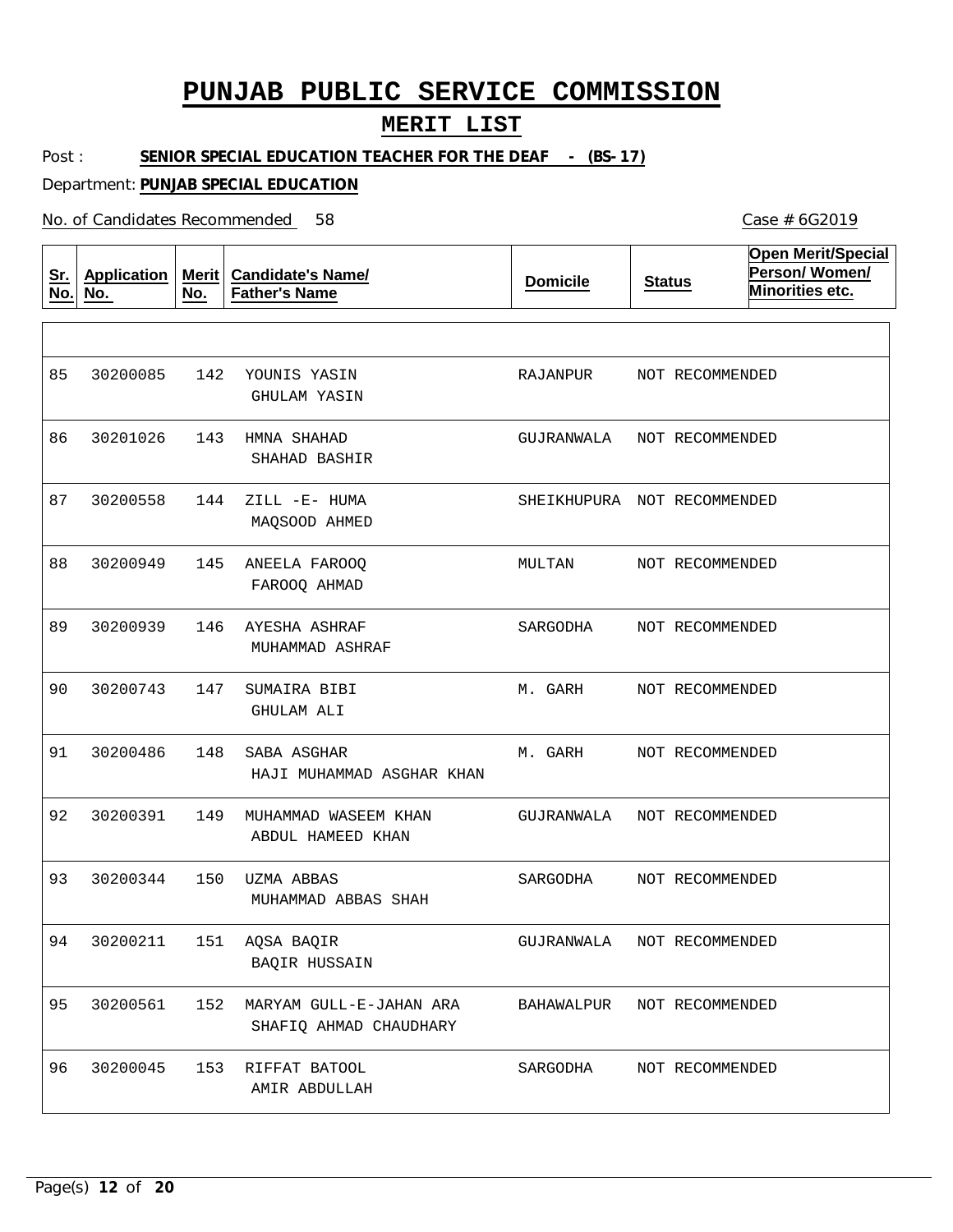# PUNJAB PUBLIC SERVICE COMMISSION

## MERIT LIST

Post : **SENIOR SPECIAL EDUCATION TEACHER FOR THE DEAF - (BS-17)**

Department: **PUNJAB SPECIAL EDUCATION**

No. of Candidates Recommended 58

Case # 6G2019

| Sr. No. | Application No. | Merit No. | Candidate's Name/ Father's Name | Domicile | Status | Open Merit/Special Person/ Women/ Minorities etc. |
|---|---|---|---|---|---|---|
| 85 | 30200085 | 142 | YOUNIS YASIN<br>GHULAM YASIN | RAJANPUR | NOT RECOMMENDED | |
| 86 | 30201026 | 143 | HMNA SHAHAD<br>SHAHAD BASHIR | GUJRANWALA | NOT RECOMMENDED | |
| 87 | 30200558 | 144 | ZILL -E- HUMA<br>MAQSOOD AHMED | SHEIKHUPURA | NOT RECOMMENDED | |
| 88 | 30200949 | 145 | ANEELA FAROOQ<br>FAROOQ AHMAD | MULTAN | NOT RECOMMENDED | |
| 89 | 30200939 | 146 | AYESHA ASHRAF<br>MUHAMMAD ASHRAF | SARGODHA | NOT RECOMMENDED | |
| 90 | 30200743 | 147 | SUMAIRA BIBI<br>GHULAM ALI | M. GARH | NOT RECOMMENDED | |
| 91 | 30200486 | 148 | SABA ASGHAR<br>HAJI MUHAMMAD ASGHAR KHAN | M. GARH | NOT RECOMMENDED | |
| 92 | 30200391 | 149 | MUHAMMAD WASEEM KHAN<br>ABDUL HAMEED KHAN | GUJRANWALA | NOT RECOMMENDED | |
| 93 | 30200344 | 150 | UZMA ABBAS<br>MUHAMMAD ABBAS SHAH | SARGODHA | NOT RECOMMENDED | |
| 94 | 30200211 | 151 | AQSA BAQIR<br>BAQIR HUSSAIN | GUJRANWALA | NOT RECOMMENDED | |
| 95 | 30200561 | 152 | MARYAM GULL-E-JAHAN ARA<br>SHAFIQ AHMAD CHAUDHARY | BAHAWALPUR | NOT RECOMMENDED | |
| 96 | 30200045 | 153 | RIFFAT BATOOL<br>AMIR ABDULLAH | SARGODHA | NOT RECOMMENDED | |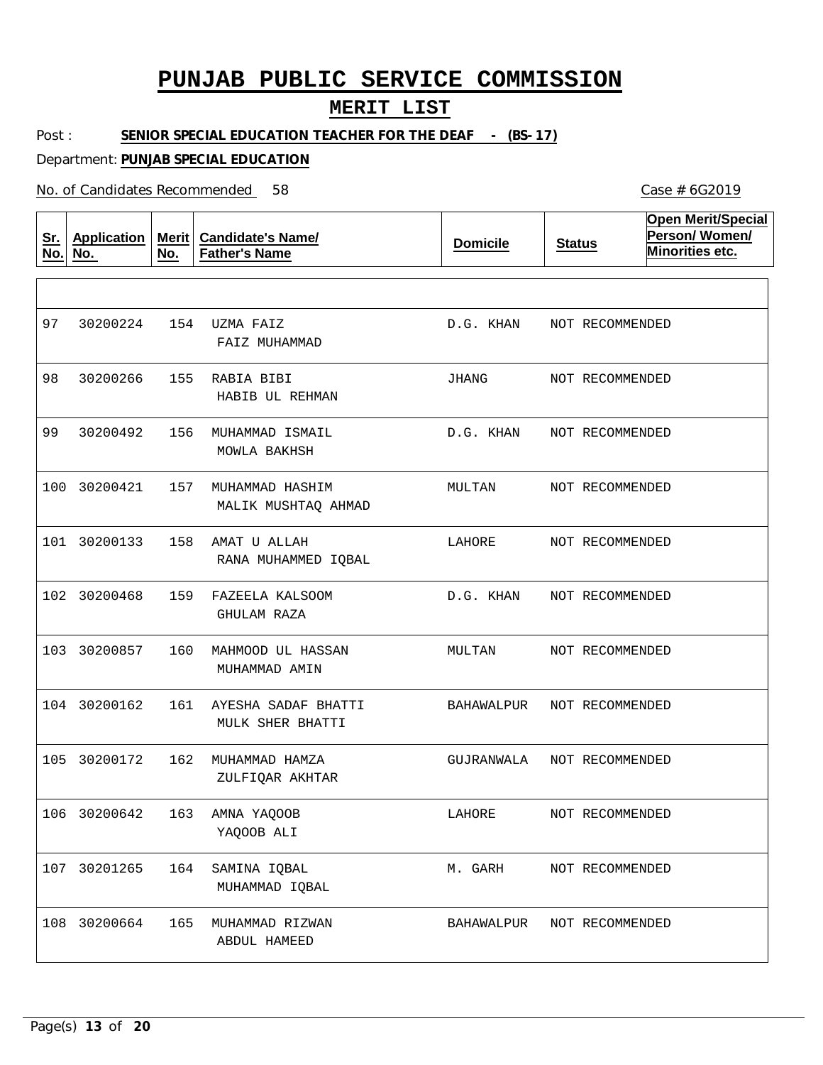# PUNJAB PUBLIC SERVICE COMMISSION

## MERIT LIST

Post : **SENIOR SPECIAL EDUCATION TEACHER FOR THE DEAF - (BS-17)**

Department: **PUNJAB SPECIAL EDUCATION**

No. of Candidates Recommended 58

Case # 6G2019

| Sr. No. | Application No. | Merit No. | Candidate's Name/ Father's Name | Domicile | Status | Open Merit/Special Person/ Women/ Minorities etc. |
|---|---|---|---|---|---|---|
| 97 | 30200224 | 154 | UZMA FAIZ<br>FAIZ MUHAMMAD | D.G. KHAN | NOT RECOMMENDED | |
| 98 | 30200266 | 155 | RABIA BIBI<br>HABIB UL REHMAN | JHANG | NOT RECOMMENDED | |
| 99 | 30200492 | 156 | MUHAMMAD ISMAIL<br>MOWLA BAKHSH | D.G. KHAN | NOT RECOMMENDED | |
| 100 | 30200421 | 157 | MUHAMMAD HASHIM<br>MALIK MUSHTAQ AHMAD | MULTAN | NOT RECOMMENDED | |
| 101 | 30200133 | 158 | AMAT U ALLAH<br>RANA MUHAMMED IQBAL | LAHORE | NOT RECOMMENDED | |
| 102 | 30200468 | 159 | FAZEELA KALSOOM<br>GHULAM RAZA | D.G. KHAN | NOT RECOMMENDED | |
| 103 | 30200857 | 160 | MAHMOOD UL HASSAN<br>MUHAMMAD AMIN | MULTAN | NOT RECOMMENDED | |
| 104 | 30200162 | 161 | AYESHA SADAF BHATTI<br>MULK SHER BHATTI | BAHAWALPUR | NOT RECOMMENDED | |
| 105 | 30200172 | 162 | MUHAMMAD HAMZA<br>ZULFIQAR AKHTAR | GUJRANWALA | NOT RECOMMENDED | |
| 106 | 30200642 | 163 | AMNA YAQOOB<br>YAQOOB ALI | LAHORE | NOT RECOMMENDED | |
| 107 | 30201265 | 164 | SAMINA IQBAL<br>MUHAMMAD IQBAL | M. GARH | NOT RECOMMENDED | |
| 108 | 30200664 | 165 | MUHAMMAD RIZWAN<br>ABDUL HAMEED | BAHAWALPUR | NOT RECOMMENDED | |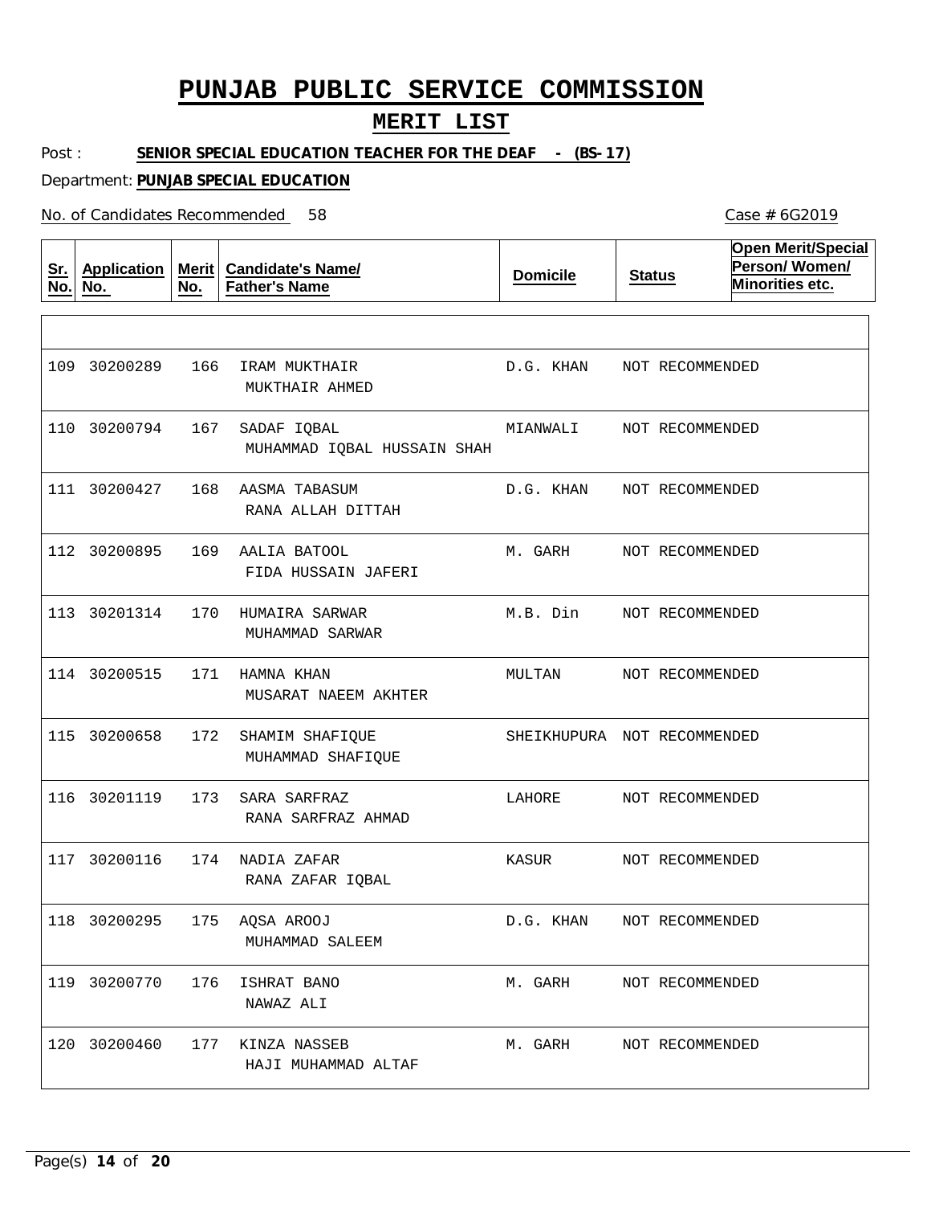# PUNJAB PUBLIC SERVICE COMMISSION

## MERIT LIST

Post : **SENIOR SPECIAL EDUCATION TEACHER FOR THE DEAF - (BS-17)**

Department: **PUNJAB SPECIAL EDUCATION**

No. of Candidates Recommended 58

Case # 6G2019

| Sr. No. | Application No. | Merit No. | Candidate's Name/ Father's Name | Domicile | Status | Open Merit/Special Person/ Women/ Minorities etc. |
|---|---|---|---|---|---|---|
| 109 | 30200289 | 166 | IRAM MUKTHAIR<br>MUKTHAIR AHMED | D.G. KHAN | NOT RECOMMENDED | |
| 110 | 30200794 | 167 | SADAF IQBAL<br>MUHAMMAD IQBAL HUSSAIN SHAH | MIANWALI | NOT RECOMMENDED | |
| 111 | 30200427 | 168 | AASMA TABASUM<br>RANA ALLAH DITTAH | D.G. KHAN | NOT RECOMMENDED | |
| 112 | 30200895 | 169 | AALIA BATOOL<br>FIDA HUSSAIN JAFERI | M. GARH | NOT RECOMMENDED | |
| 113 | 30201314 | 170 | HUMAIRA SARWAR<br>MUHAMMAD SARWAR | M.B. Din | NOT RECOMMENDED | |
| 114 | 30200515 | 171 | HAMNA KHAN<br>MUSARAT NAEEM AKHTER | MULTAN | NOT RECOMMENDED | |
| 115 | 30200658 | 172 | SHAMIM SHAFIQUE<br>MUHAMMAD SHAFIQUE | SHEIKHUPURA | NOT RECOMMENDED | |
| 116 | 30201119 | 173 | SARA SARFRAZ<br>RANA SARFRAZ AHMAD | LAHORE | NOT RECOMMENDED | |
| 117 | 30200116 | 174 | NADIA ZAFAR<br>RANA ZAFAR IQBAL | KASUR | NOT RECOMMENDED | |
| 118 | 30200295 | 175 | AQSA AROOJ<br>MUHAMMAD SALEEM | D.G. KHAN | NOT RECOMMENDED | |
| 119 | 30200770 | 176 | ISHRAT BANO<br>NAWAZ ALI | M. GARH | NOT RECOMMENDED | |
| 120 | 30200460 | 177 | KINZA NASSEB<br>HAJI MUHAMMAD ALTAF | M. GARH | NOT RECOMMENDED | |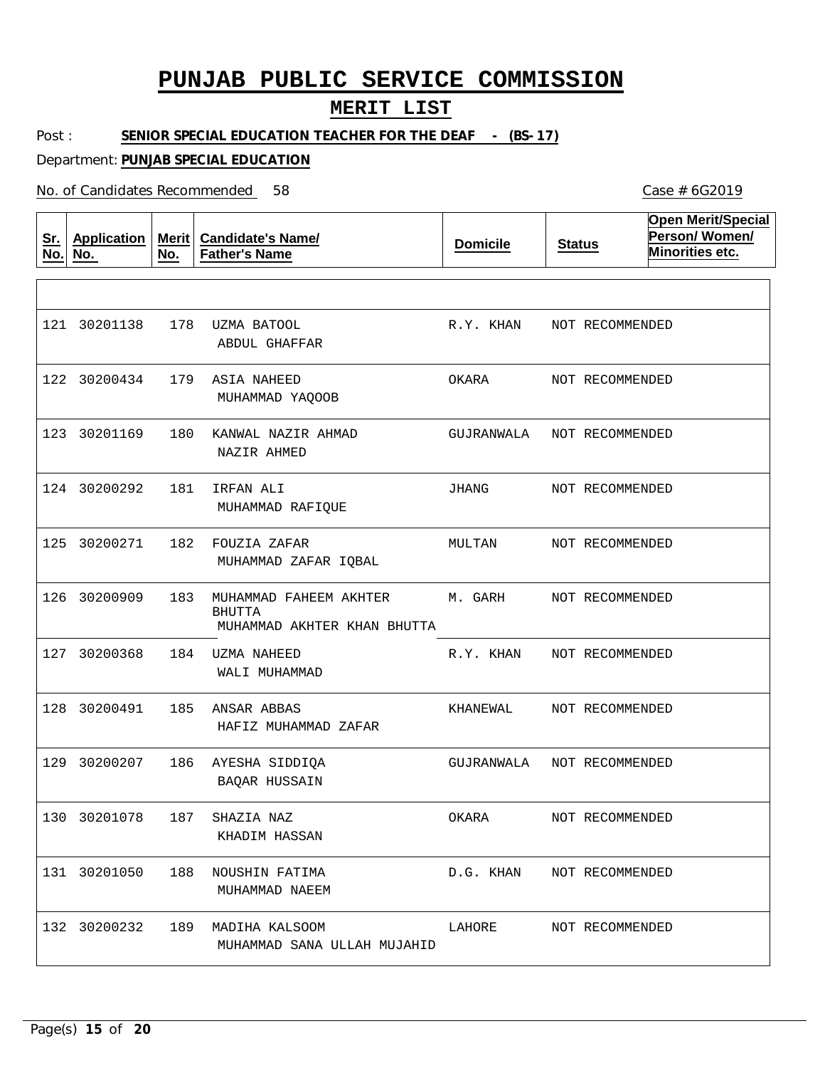# PUNJAB PUBLIC SERVICE COMMISSION

## MERIT LIST

Post : **SENIOR SPECIAL EDUCATION TEACHER FOR THE DEAF - (BS-17)**

Department: **PUNJAB SPECIAL EDUCATION**

No. of Candidates Recommended 58

Case # 6G2019

| Sr. No. | Application No. | Merit No. | Candidate's Name/ Father's Name | Domicile | Status | Open Merit/Special Person/ Women/ Minorities etc. |
|---|---|---|---|---|---|---|
| 121 | 30201138 | 178 | UZMA BATOOL<br>ABDUL GHAFFAR | R.Y. KHAN | NOT RECOMMENDED | |
| 122 | 30200434 | 179 | ASIA NAHEED<br>MUHAMMAD YAQOOB | OKARA | NOT RECOMMENDED | |
| 123 | 30201169 | 180 | KANWAL NAZIR AHMAD<br>NAZIR AHMED | GUJRANWALA | NOT RECOMMENDED | |
| 124 | 30200292 | 181 | IRFAN ALI<br>MUHAMMAD RAFIQUE | JHANG | NOT RECOMMENDED | |
| 125 | 30200271 | 182 | FOUZIA ZAFAR<br>MUHAMMAD ZAFAR IQBAL | MULTAN | NOT RECOMMENDED | |
| 126 | 30200909 | 183 | MUHAMMAD FAHEEM AKHTER BHUTTA<br>MUHAMMAD AKHTER KHAN BHUTTA | M. GARH | NOT RECOMMENDED | |
| 127 | 30200368 | 184 | UZMA NAHEED<br>WALI MUHAMMAD | R.Y. KHAN | NOT RECOMMENDED | |
| 128 | 30200491 | 185 | ANSAR ABBAS<br>HAFIZ MUHAMMAD ZAFAR | KHANEWAL | NOT RECOMMENDED | |
| 129 | 30200207 | 186 | AYESHA SIDDIQA<br>BAQAR HUSSAIN | GUJRANWALA | NOT RECOMMENDED | |
| 130 | 30201078 | 187 | SHAZIA NAZ<br>KHADIM HASSAN | OKARA | NOT RECOMMENDED | |
| 131 | 30201050 | 188 | NOUSHIN FATIMA<br>MUHAMMAD NAEEM | D.G. KHAN | NOT RECOMMENDED | |
| 132 | 30200232 | 189 | MADIHA KALSOOM<br>MUHAMMAD SANA ULLAH MUJAHID | LAHORE | NOT RECOMMENDED | |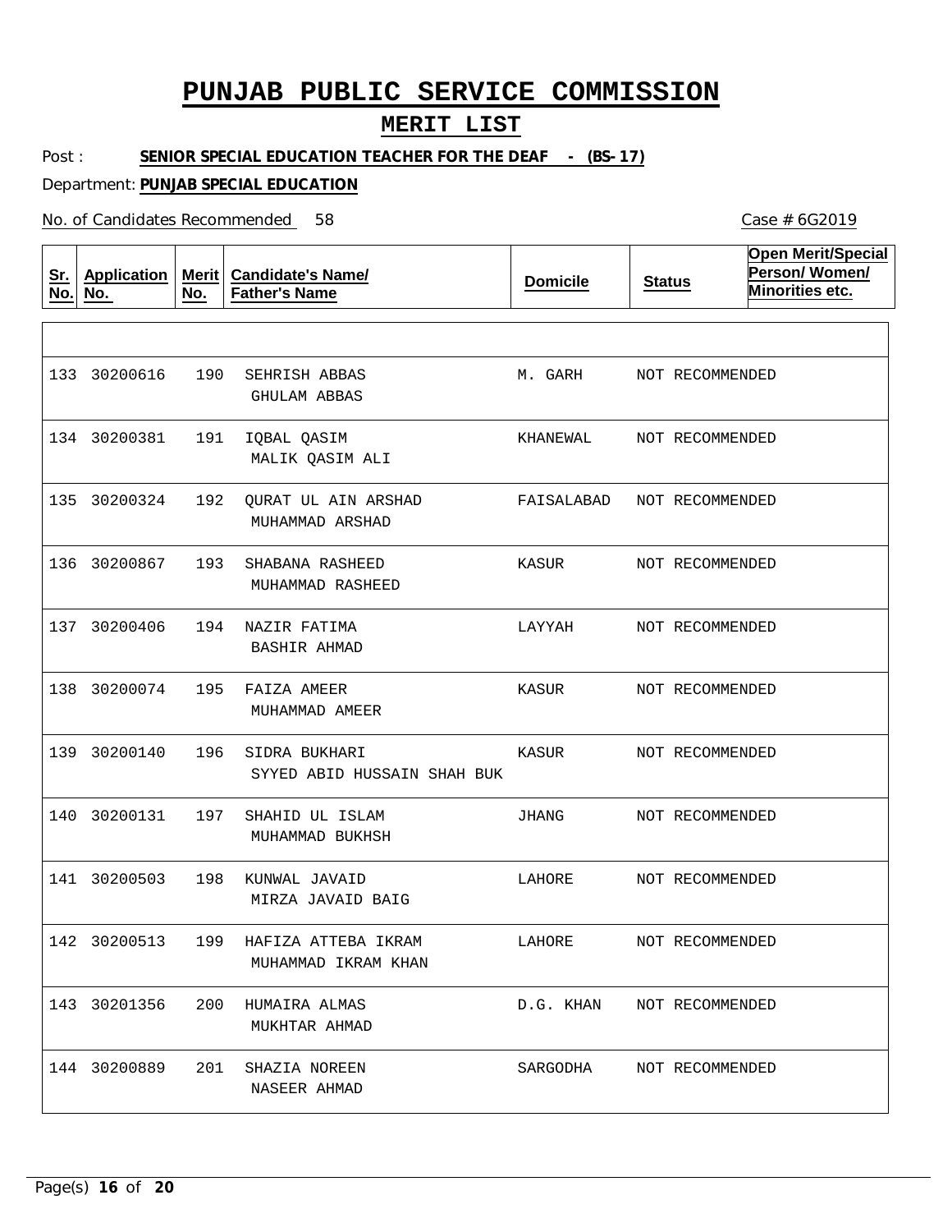# PUNJAB PUBLIC SERVICE COMMISSION

## MERIT LIST

Post : **SENIOR SPECIAL EDUCATION TEACHER FOR THE DEAF - (BS-17)**

Department: **PUNJAB SPECIAL EDUCATION**

No. of Candidates Recommended 58

Case # 6G2019

| Sr. No. | Application No. | Merit No. | Candidate's Name/ Father's Name | Domicile | Status | Open Merit/Special Person/ Women/ Minorities etc. |
|---|---|---|---|---|---|---|
| 133 | 30200616 | 190 | SEHRISH ABBAS<br>GHULAM ABBAS | M. GARH | NOT RECOMMENDED | |
| 134 | 30200381 | 191 | IQBAL QASIM<br>MALIK QASIM ALI | KHANEWAL | NOT RECOMMENDED | |
| 135 | 30200324 | 192 | QURAT UL AIN ARSHAD<br>MUHAMMAD ARSHAD | FAISALABAD | NOT RECOMMENDED | |
| 136 | 30200867 | 193 | SHABANA RASHEED<br>MUHAMMAD RASHEED | KASUR | NOT RECOMMENDED | |
| 137 | 30200406 | 194 | NAZIR FATIMA<br>BASHIR AHMAD | LAYYAH | NOT RECOMMENDED | |
| 138 | 30200074 | 195 | FAIZA AMEER<br>MUHAMMAD AMEER | KASUR | NOT RECOMMENDED | |
| 139 | 30200140 | 196 | SIDRA BUKHARI<br>SYYED ABID HUSSAIN SHAH BUK | KASUR | NOT RECOMMENDED | |
| 140 | 30200131 | 197 | SHAHID UL ISLAM<br>MUHAMMAD BUKHSH | JHANG | NOT RECOMMENDED | |
| 141 | 30200503 | 198 | KUNWAL JAVAID<br>MIRZA JAVAID BAIG | LAHORE | NOT RECOMMENDED | |
| 142 | 30200513 | 199 | HAFIZA ATTEBA IKRAM<br>MUHAMMAD IKRAM KHAN | LAHORE | NOT RECOMMENDED | |
| 143 | 30201356 | 200 | HUMAIRA ALMAS<br>MUKHTAR AHMAD | D.G. KHAN | NOT RECOMMENDED | |
| 144 | 30200889 | 201 | SHAZIA NOREEN<br>NASEER AHMAD | SARGODHA | NOT RECOMMENDED | |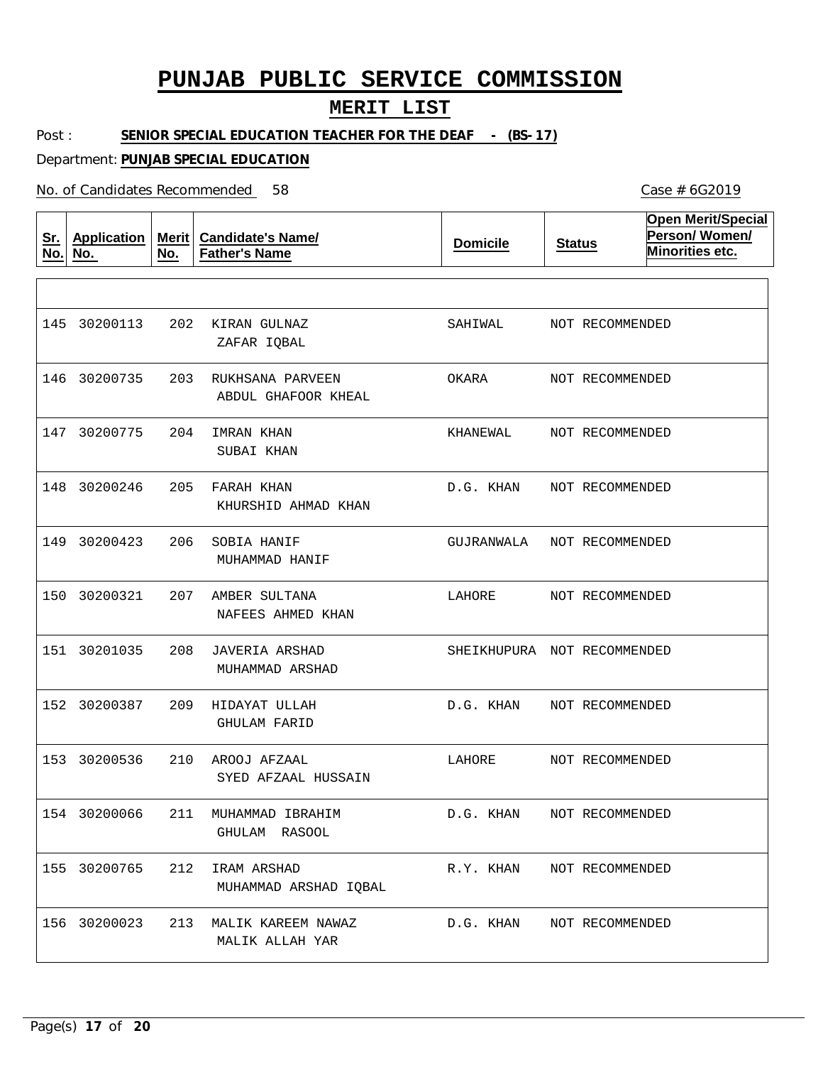# PUNJAB PUBLIC SERVICE COMMISSION

## MERIT LIST

Post : **SENIOR SPECIAL EDUCATION TEACHER FOR THE DEAF - (BS-17)**

Department: **PUNJAB SPECIAL EDUCATION**

No. of Candidates Recommended 58

Case # 6G2019

| Sr. No. | Application No. | Merit No. | Candidate's Name/ Father's Name | Domicile | Status | Open Merit/Special Person/ Women/ Minorities etc. |
|---|---|---|---|---|---|---|
| 145 | 30200113 | 202 | KIRAN GULNAZ<br>ZAFAR IQBAL | SAHIWAL | NOT RECOMMENDED | |
| 146 | 30200735 | 203 | RUKHSANA PARVEEN<br>ABDUL GHAFOOR KHEAL | OKARA | NOT RECOMMENDED | |
| 147 | 30200775 | 204 | IMRAN KHAN<br>SUBAI KHAN | KHANEWAL | NOT RECOMMENDED | |
| 148 | 30200246 | 205 | FARAH KHAN<br>KHURSHID AHMAD KHAN | D.G. KHAN | NOT RECOMMENDED | |
| 149 | 30200423 | 206 | SOBIA HANIF<br>MUHAMMAD HANIF | GUJRANWALA | NOT RECOMMENDED | |
| 150 | 30200321 | 207 | AMBER SULTANA<br>NAFEES AHMED KHAN | LAHORE | NOT RECOMMENDED | |
| 151 | 30201035 | 208 | JAVERIA ARSHAD<br>MUHAMMAD ARSHAD | SHEIKHUPURA | NOT RECOMMENDED | |
| 152 | 30200387 | 209 | HIDAYAT ULLAH<br>GHULAM FARID | D.G. KHAN | NOT RECOMMENDED | |
| 153 | 30200536 | 210 | AROOJ AFZAAL<br>SYED AFZAAL HUSSAIN | LAHORE | NOT RECOMMENDED | |
| 154 | 30200066 | 211 | MUHAMMAD IBRAHIM<br>GHULAM RASOOL | D.G. KHAN | NOT RECOMMENDED | |
| 155 | 30200765 | 212 | IRAM ARSHAD<br>MUHAMMAD ARSHAD IQBAL | R.Y. KHAN | NOT RECOMMENDED | |
| 156 | 30200023 | 213 | MALIK KAREEM NAWAZ<br>MALIK ALLAH YAR | D.G. KHAN | NOT RECOMMENDED | |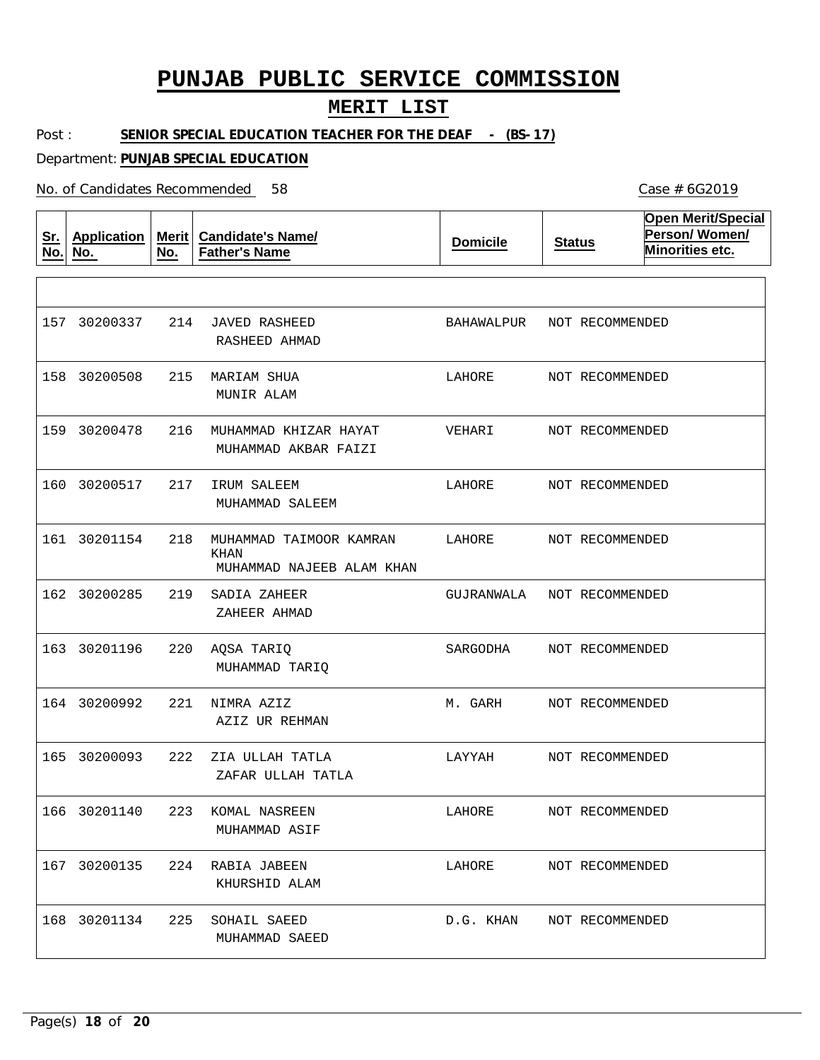# PUNJAB PUBLIC SERVICE COMMISSION

## MERIT LIST

Post : **SENIOR SPECIAL EDUCATION TEACHER FOR THE DEAF - (BS-17)**

Department: **PUNJAB SPECIAL EDUCATION**

No. of Candidates Recommended 58

Case # 6G2019

| Sr. No. | Application No. | Merit No. | Candidate's Name/ Father's Name | Domicile | Status | Open Merit/Special Person/ Women/ Minorities etc. |
|---|---|---|---|---|---|---|
| 157 | 30200337 | 214 | JAVED RASHEED<br>RASHEED AHMAD | BAHAWALPUR | NOT RECOMMENDED | |
| 158 | 30200508 | 215 | MARIAM SHUA<br>MUNIR ALAM | LAHORE | NOT RECOMMENDED | |
| 159 | 30200478 | 216 | MUHAMMAD KHIZAR HAYAT<br>MUHAMMAD AKBAR FAIZI | VEHARI | NOT RECOMMENDED | |
| 160 | 30200517 | 217 | IRUM SALEEM<br>MUHAMMAD SALEEM | LAHORE | NOT RECOMMENDED | |
| 161 | 30201154 | 218 | MUHAMMAD TAIMOOR KAMRAN KHAN<br>MUHAMMAD NAJEEB ALAM KHAN | LAHORE | NOT RECOMMENDED | |
| 162 | 30200285 | 219 | SADIA ZAHEER<br>ZAHEER AHMAD | GUJRANWALA | NOT RECOMMENDED | |
| 163 | 30201196 | 220 | AQSA TARIQ<br>MUHAMMAD TARIQ | SARGODHA | NOT RECOMMENDED | |
| 164 | 30200992 | 221 | NIMRA AZIZ<br>AZIZ UR REHMAN | M. GARH | NOT RECOMMENDED | |
| 165 | 30200093 | 222 | ZIA ULLAH TATLA<br>ZAFAR ULLAH TATLA | LAYYAH | NOT RECOMMENDED | |
| 166 | 30201140 | 223 | KOMAL NASREEN<br>MUHAMMAD ASIF | LAHORE | NOT RECOMMENDED | |
| 167 | 30200135 | 224 | RABIA JABEEN<br>KHURSHID ALAM | LAHORE | NOT RECOMMENDED | |
| 168 | 30201134 | 225 | SOHAIL SAEED<br>MUHAMMAD SAEED | D.G. KHAN | NOT RECOMMENDED | |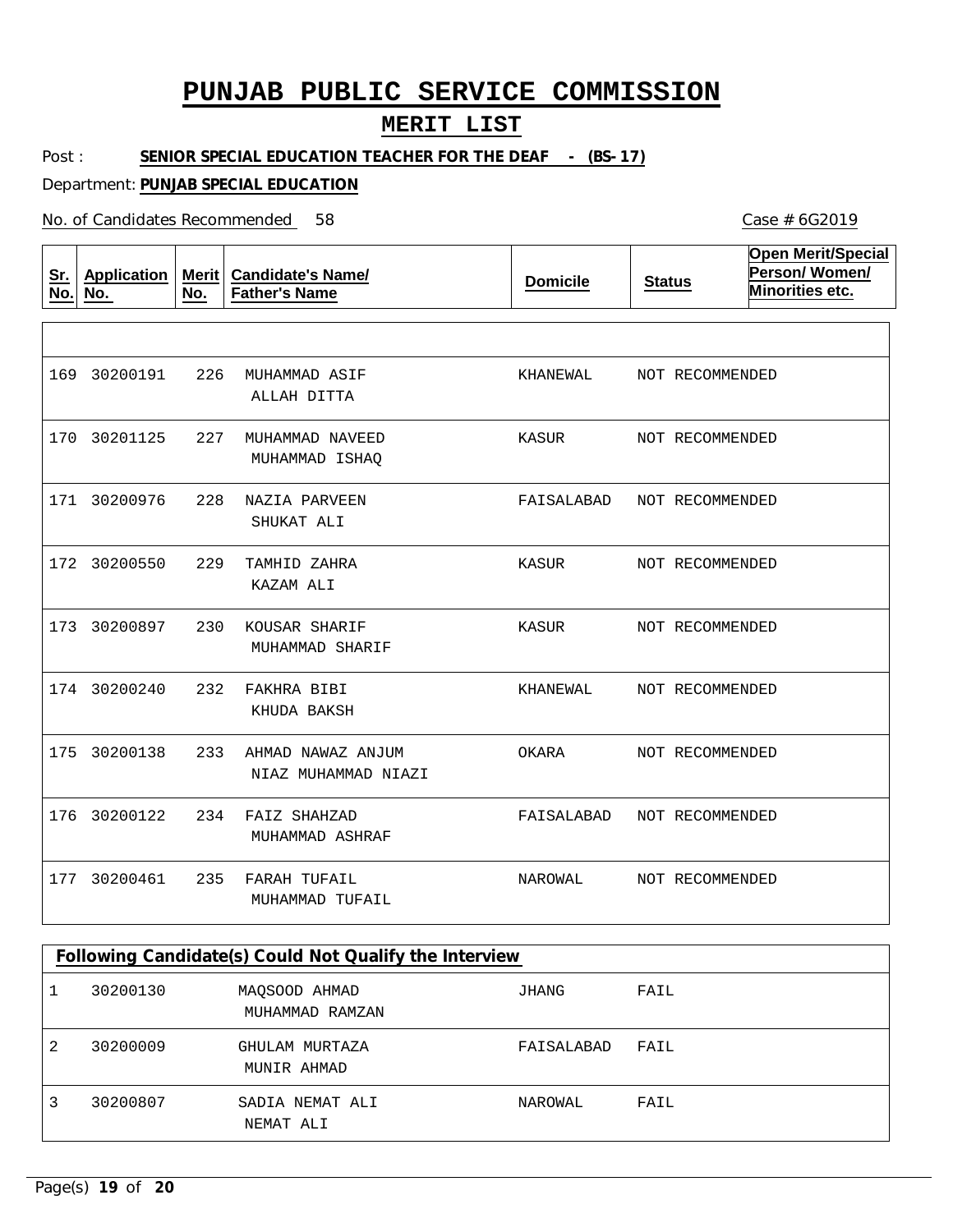# PUNJAB PUBLIC SERVICE COMMISSION

## MERIT LIST

Post : **SENIOR SPECIAL EDUCATION TEACHER FOR THE DEAF - (BS-17)**

Department: **PUNJAB SPECIAL EDUCATION**

No. of Candidates Recommended 58

Case # 6G2019

| Sr. No. | Application No. | Merit No. | Candidate's Name/ Father's Name | Domicile | Status | Open Merit/Special Person/ Women/ Minorities etc. |
|---|---|---|---|---|---|---|
| 169 | 30200191 | 226 | MUHAMMAD ASIF<br>ALLAH DITTA | KHANEWAL | NOT RECOMMENDED | |
| 170 | 30201125 | 227 | MUHAMMAD NAVEED<br>MUHAMMAD ISHAQ | KASUR | NOT RECOMMENDED | |
| 171 | 30200976 | 228 | NAZIA PARVEEN<br>SHUKAT ALI | FAISALABAD | NOT RECOMMENDED | |
| 172 | 30200550 | 229 | TAMHID ZAHRA<br>KAZAM ALI | KASUR | NOT RECOMMENDED | |
| 173 | 30200897 | 230 | KOUSAR SHARIF<br>MUHAMMAD SHARIF | KASUR | NOT RECOMMENDED | |
| 174 | 30200240 | 232 | FAKHRA BIBI<br>KHUDA BAKSH | KHANEWAL | NOT RECOMMENDED | |
| 175 | 30200138 | 233 | AHMAD NAWAZ ANJUM<br>NIAZ MUHAMMAD NIAZI | OKARA | NOT RECOMMENDED | |
| 176 | 30200122 | 234 | FAIZ SHAHZAD<br>MUHAMMAD ASHRAF | FAISALABAD | NOT RECOMMENDED | |
| 177 | 30200461 | 235 | FARAH TUFAIL<br>MUHAMMAD TUFAIL | NAROWAL | NOT RECOMMENDED | |

**Following Candidate(s) Could Not Qualify the Interview**

| Sr. No. | Application No. | Candidate's Name/ Father's Name | Domicile | Status |
|---|---|---|---|---|
| 1 | 30200130 | MAQSOOD AHMAD<br>MUHAMMAD RAMZAN | JHANG | FAIL |
| 2 | 30200009 | GHULAM MURTAZA<br>MUNIR AHMAD | FAISALABAD | FAIL |
| 3 | 30200807 | SADIA NEMAT ALI<br>NEMAT ALI | NAROWAL | FAIL |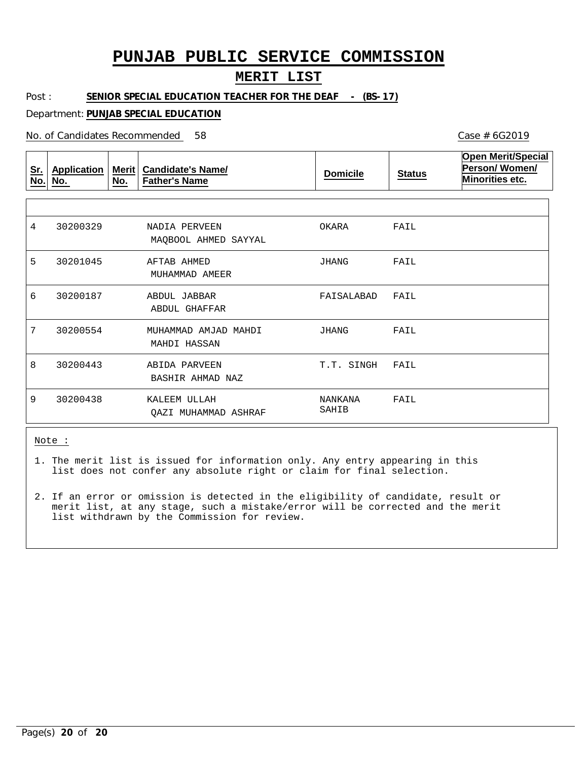# PUNJAB PUBLIC SERVICE COMMISSION

## MERIT LIST

Post : **SENIOR SPECIAL EDUCATION TEACHER FOR THE DEAF - (BS-17)**

Department: **PUNJAB SPECIAL EDUCATION**

No. of Candidates Recommended 58

Case # 6G2019

| Sr. No. | Application No. | Merit No. | Candidate's Name/ Father's Name | Domicile | Status | Open Merit/Special Person/ Women/ Minorities etc. |
|---|---|---|---|---|---|---|
| 4 | 30200329 | | NADIA PERVEEN<br>MAQBOOL AHMED SAYYAL | OKARA | FAIL | |
| 5 | 30201045 | | AFTAB AHMED<br>MUHAMMAD AMEER | JHANG | FAIL | |
| 6 | 30200187 | | ABDUL JABBAR<br>ABDUL GHAFFAR | FAISALABAD | FAIL | |
| 7 | 30200554 | | MUHAMMAD AMJAD MAHDI<br>MAHDI HASSAN | JHANG | FAIL | |
| 8 | 30200443 | | ABIDA PARVEEN<br>BASHIR AHMAD NAZ | T.T. SINGH | FAIL | |
| 9 | 30200438 | | KALEEM ULLAH<br>QAZI MUHAMMAD ASHRAF | NANKANA SAHIB | FAIL | |

Note :

1. The merit list is issued for information only. Any entry appearing in this list does not confer any absolute right or claim for final selection.
2. If an error or omission is detected in the eligibility of candidate, result or merit list, at any stage, such a mistake/error will be corrected and the merit list withdrawn by the Commission for review.